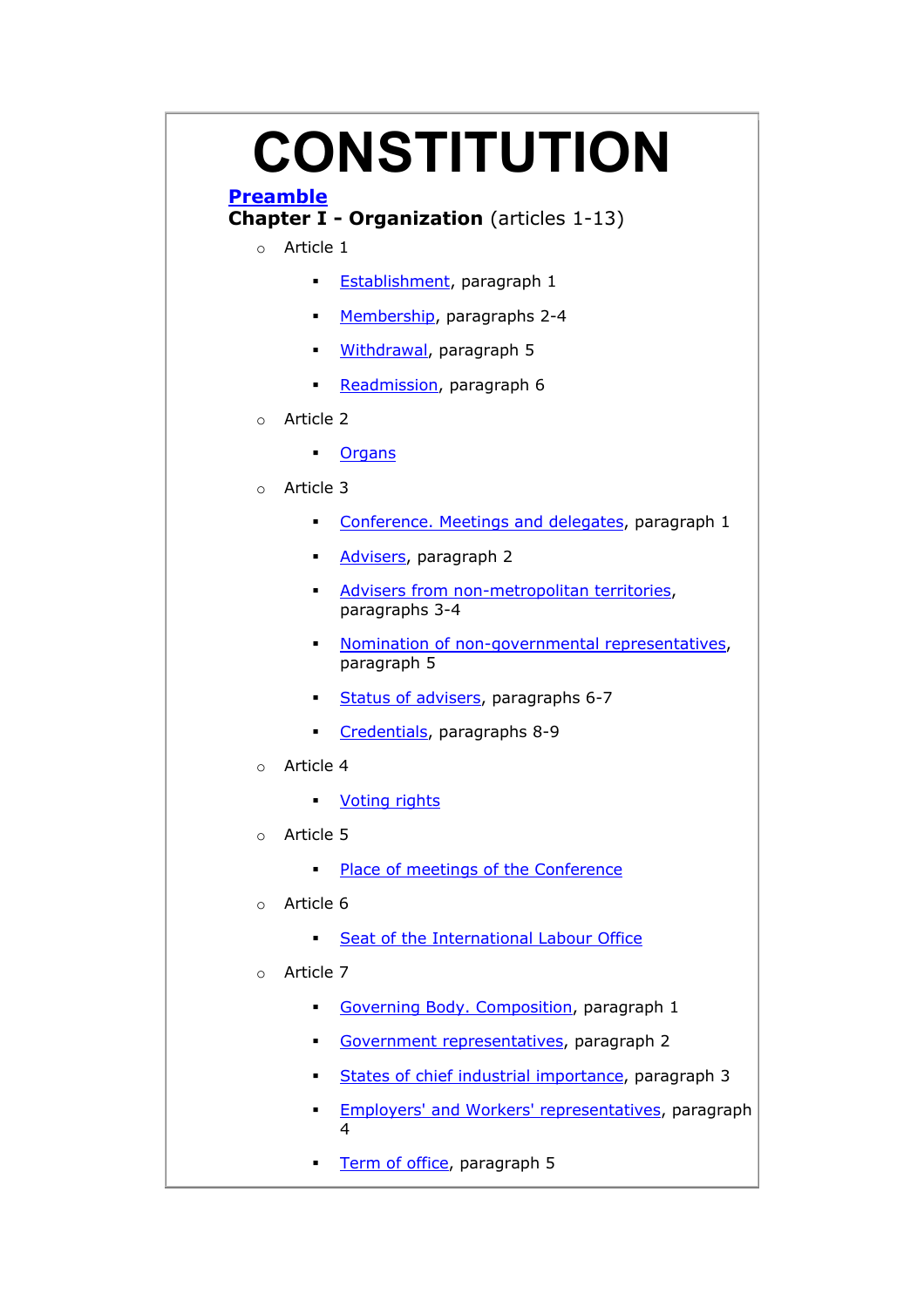# CONSTITUTION

**Preamble**

**Chapter I - Organization** (articles 1-13)

- Article 1
  - Establishment, paragraph 1
  - Membership, paragraphs 2-4
  - Withdrawal, paragraph 5
  - Readmission, paragraph 6
- Article 2
  - Organs
- Article 3
  - Conference. Meetings and delegates, paragraph 1
  - Advisers, paragraph 2
  - Advisers from non-metropolitan territories, paragraphs 3-4
  - Nomination of non-governmental representatives, paragraph 5
  - Status of advisers, paragraphs 6-7
  - Credentials, paragraphs 8-9
- Article 4
  - Voting rights
- Article 5
  - Place of meetings of the Conference
- Article 6
  - Seat of the International Labour Office
- Article 7
  - Governing Body. Composition, paragraph 1
  - Government representatives, paragraph 2
  - States of chief industrial importance, paragraph 3
  - Employers' and Workers' representatives, paragraph 4
  - Term of office, paragraph 5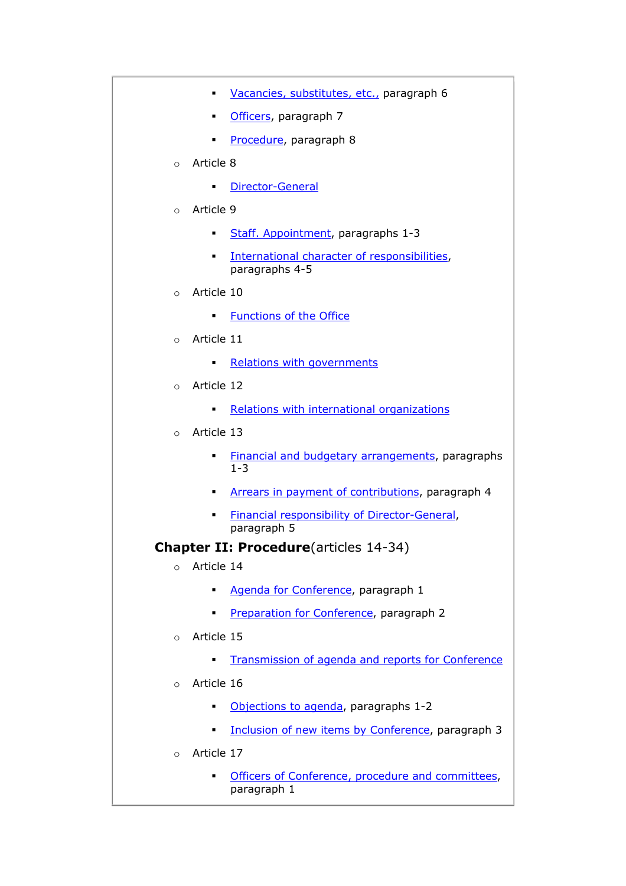- Vacancies, substitutes, etc., paragraph 6
        - Officers, paragraph 7
        - Procedure, paragraph 8
    - Article 8
        - Director-General
    - Article 9
        - Staff. Appointment, paragraphs 1-3
        - International character of responsibilities, paragraphs 4-5
    - Article 10
        - Functions of the Office
    - Article 11
        - Relations with governments
    - Article 12
        - Relations with international organizations
    - Article 13
        - Financial and budgetary arrangements, paragraphs 1-3
        - Arrears in payment of contributions, paragraph 4
        - Financial responsibility of Director-General, paragraph 5

**Chapter II: Procedure**(articles 14-34)

- Article 14
    - Agenda for Conference, paragraph 1
    - Preparation for Conference, paragraph 2
- Article 15
    - Transmission of agenda and reports for Conference
- Article 16
    - Objections to agenda, paragraphs 1-2
    - Inclusion of new items by Conference, paragraph 3
- Article 17
    - Officers of Conference, procedure and committees, paragraph 1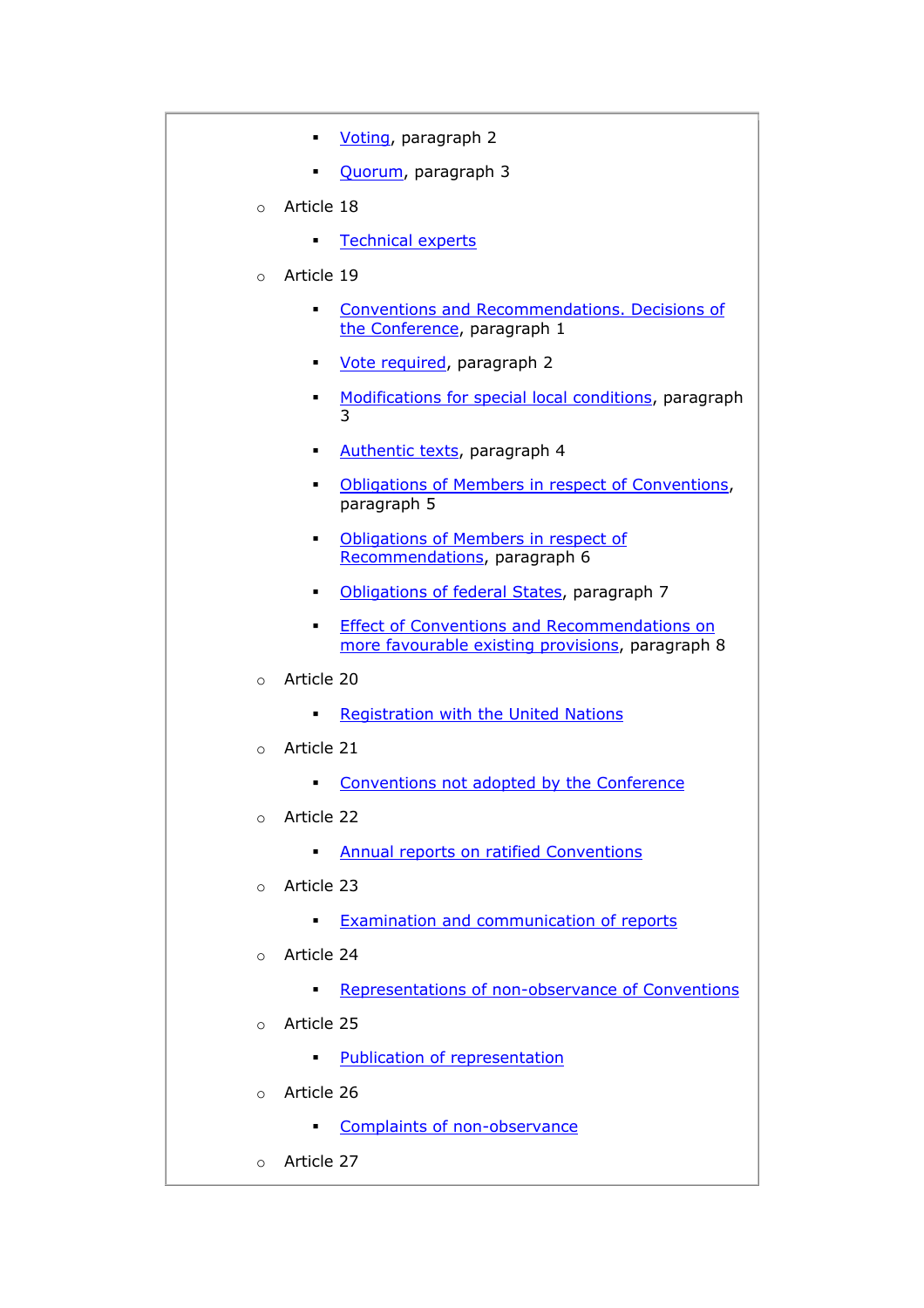- Voting, paragraph 2
    - Quorum, paragraph 3
- Article 18
    - Technical experts
- Article 19
    - Conventions and Recommendations. Decisions of the Conference, paragraph 1
    - Vote required, paragraph 2
    - Modifications for special local conditions, paragraph 3
    - Authentic texts, paragraph 4
    - Obligations of Members in respect of Conventions, paragraph 5
    - Obligations of Members in respect of Recommendations, paragraph 6
    - Obligations of federal States, paragraph 7
    - Effect of Conventions and Recommendations on more favourable existing provisions, paragraph 8
- Article 20
    - Registration with the United Nations
- Article 21
    - Conventions not adopted by the Conference
- Article 22
    - Annual reports on ratified Conventions
- Article 23
    - Examination and communication of reports
- Article 24
    - Representations of non-observance of Conventions
- Article 25
    - Publication of representation
- Article 26
    - Complaints of non-observance
- Article 27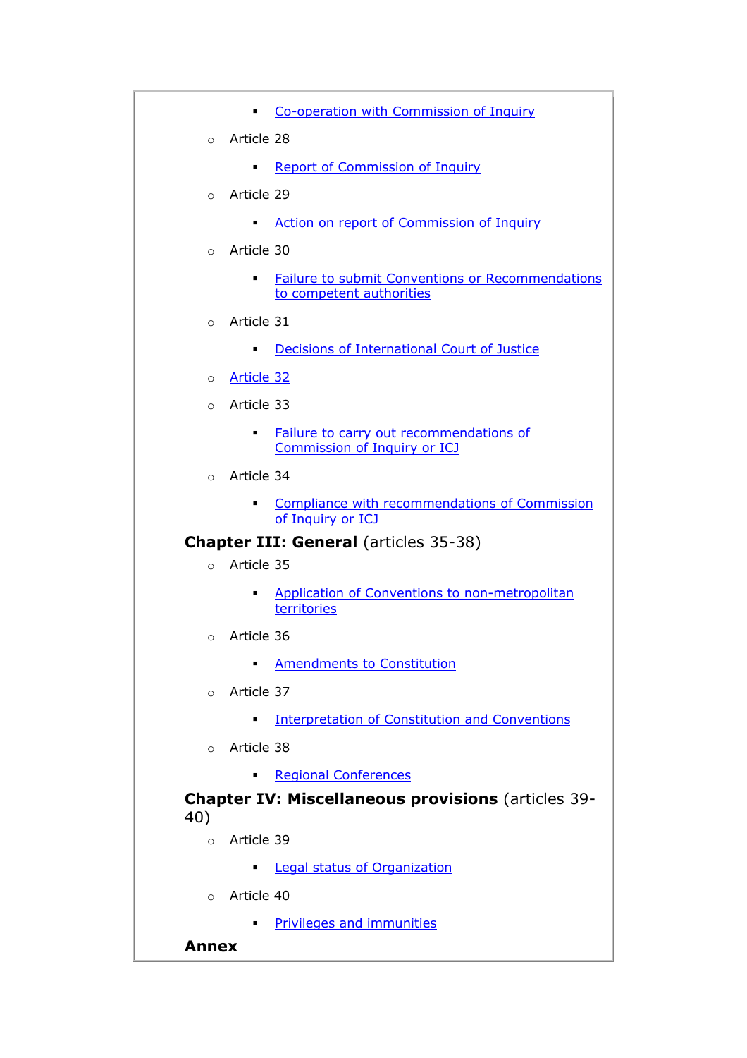- Co-operation with Commission of Inquiry
    - Article 28
        - Report of Commission of Inquiry
    - Article 29
        - Action on report of Commission of Inquiry
    - Article 30
        - Failure to submit Conventions or Recommendations to competent authorities
    - Article 31
        - Decisions of International Court of Justice
    - Article 32
    - Article 33
        - Failure to carry out recommendations of Commission of Inquiry or ICJ
    - Article 34
        - Compliance with recommendations of Commission of Inquiry or ICJ

**Chapter III: General** (articles 35-38)

- Article 35
    - Application of Conventions to non-metropolitan territories
- Article 36
    - Amendments to Constitution
- Article 37
    - Interpretation of Constitution and Conventions
- Article 38
    - Regional Conferences

**Chapter IV: Miscellaneous provisions** (articles 39-40)

- Article 39
    - Legal status of Organization
- Article 40
    - Privileges and immunities

**Annex**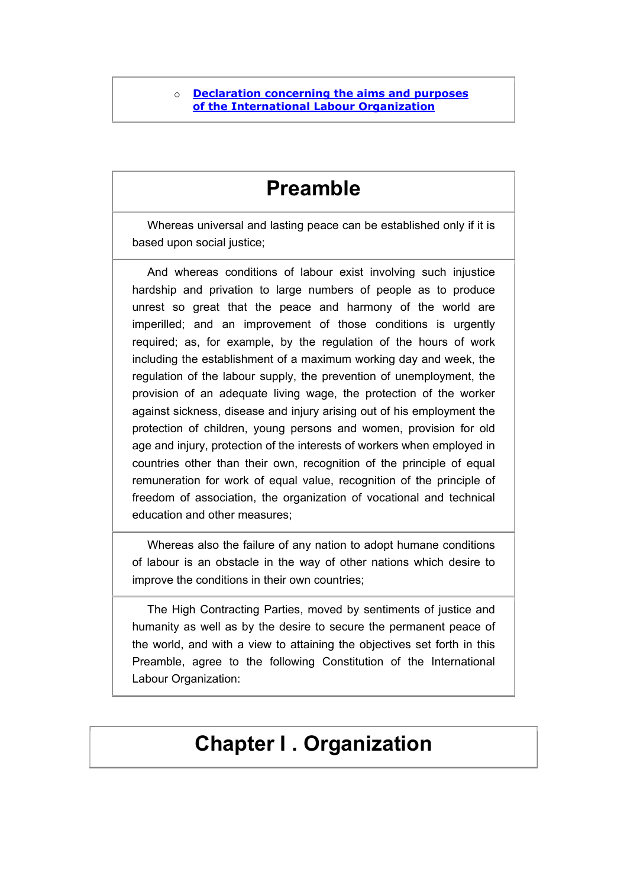- [Declaration concerning the aims and purposes of the International Labour Organization]()

# Preamble

Whereas universal and lasting peace can be established only if it is based upon social justice;

And whereas conditions of labour exist involving such injustice hardship and privation to large numbers of people as to produce unrest so great that the peace and harmony of the world are imperilled; and an improvement of those conditions is urgently required; as, for example, by the regulation of the hours of work including the establishment of a maximum working day and week, the regulation of the labour supply, the prevention of unemployment, the provision of an adequate living wage, the protection of the worker against sickness, disease and injury arising out of his employment the protection of children, young persons and women, provision for old age and injury, protection of the interests of workers when employed in countries other than their own, recognition of the principle of equal remuneration for work of equal value, recognition of the principle of freedom of association, the organization of vocational and technical education and other measures;

Whereas also the failure of any nation to adopt humane conditions of labour is an obstacle in the way of other nations which desire to improve the conditions in their own countries;

The High Contracting Parties, moved by sentiments of justice and humanity as well as by the desire to secure the permanent peace of the world, and with a view to attaining the objectives set forth in this Preamble, agree to the following Constitution of the International Labour Organization:

# Chapter I . Organization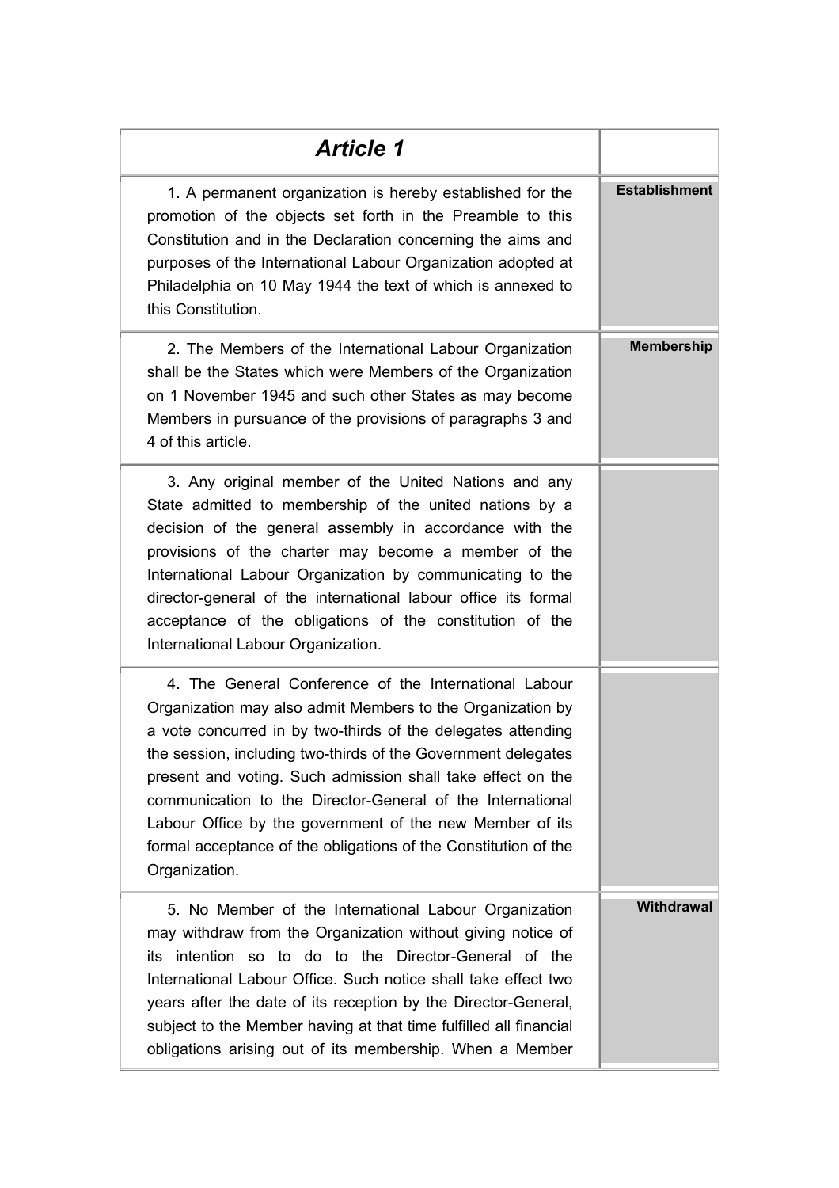| *Article 1* | |
|---|---|
| 1. A permanent organization is hereby established for the promotion of the objects set forth in the Preamble to this Constitution and in the Declaration concerning the aims and purposes of the International Labour Organization adopted at Philadelphia on 10 May 1944 the text of which is annexed to this Constitution. | **Establishment** |
| 2. The Members of the International Labour Organization shall be the States which were Members of the Organization on 1 November 1945 and such other States as may become Members in pursuance of the provisions of paragraphs 3 and 4 of this article. | **Membership** |
| 3. Any original member of the United Nations and any State admitted to membership of the united nations by a decision of the general assembly in accordance with the provisions of the charter may become a member of the International Labour Organization by communicating to the director-general of the international labour office its formal acceptance of the obligations of the constitution of the International Labour Organization. | |
| 4. The General Conference of the International Labour Organization may also admit Members to the Organization by a vote concurred in by two-thirds of the delegates attending the session, including two-thirds of the Government delegates present and voting. Such admission shall take effect on the communication to the Director-General of the International Labour Office by the government of the new Member of its formal acceptance of the obligations of the Constitution of the Organization. | |
| 5. No Member of the International Labour Organization may withdraw from the Organization without giving notice of its intention so to do to the Director-General of the International Labour Office. Such notice shall take effect two years after the date of its reception by the Director-General, subject to the Member having at that time fulfilled all financial obligations arising out of its membership. When a Member | **Withdrawal** |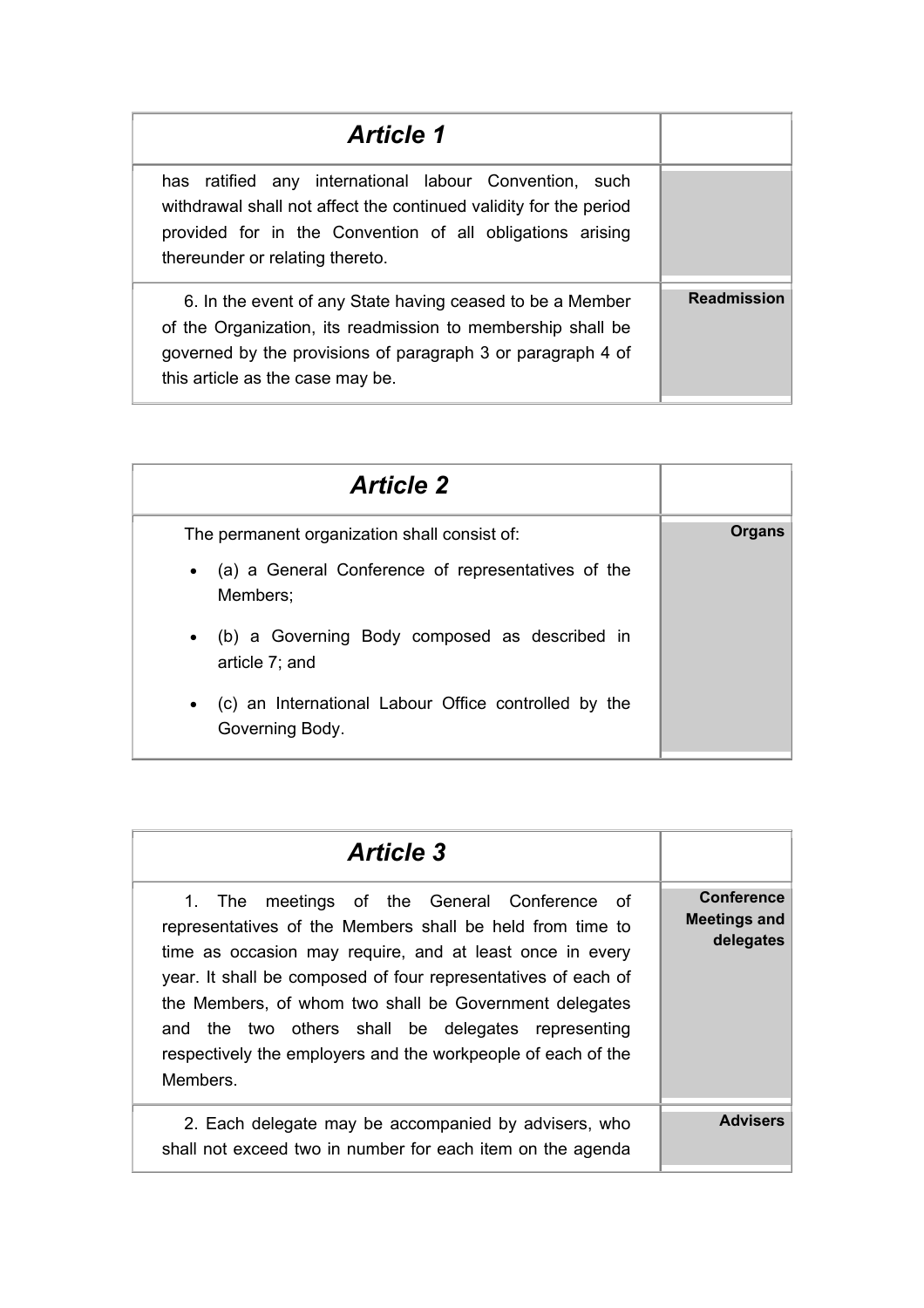## *Article 1*

has ratified any international labour Convention, such withdrawal shall not affect the continued validity for the period provided for in the Convention of all obligations arising thereunder or relating thereto.

**Readmission**

6. In the event of any State having ceased to be a Member of the Organization, its readmission to membership shall be governed by the provisions of paragraph 3 or paragraph 4 of this article as the case may be.

## *Article 2*

**Organs**

The permanent organization shall consist of:

- (a) a General Conference of representatives of the Members;
- (b) a Governing Body composed as described in article 7; and
- (c) an International Labour Office controlled by the Governing Body.

## *Article 3*

**Conference Meetings and delegates**

1. The meetings of the General Conference of representatives of the Members shall be held from time to time as occasion may require, and at least once in every year. It shall be composed of four representatives of each of the Members, of whom two shall be Government delegates and the two others shall be delegates representing respectively the employers and the workpeople of each of the Members.

**Advisers**

2. Each delegate may be accompanied by advisers, who shall not exceed two in number for each item on the agenda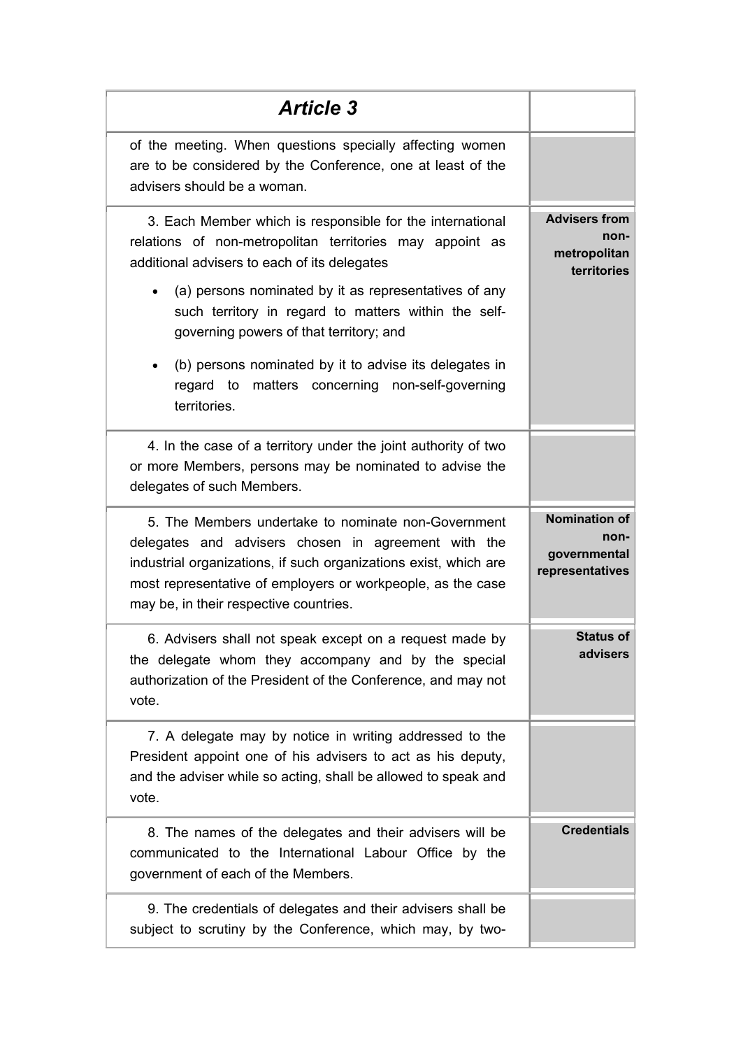## Article 3

of the meeting. When questions specially affecting women are to be considered by the Conference, one at least of the advisers should be a woman.

**Advisers from non-metropolitan territories**

3. Each Member which is responsible for the international relations of non-metropolitan territories may appoint as additional advisers to each of its delegates

- (a) persons nominated by it as representatives of any such territory in regard to matters within the self-governing powers of that territory; and
- (b) persons nominated by it to advise its delegates in regard to matters concerning non-self-governing territories.

4. In the case of a territory under the joint authority of two or more Members, persons may be nominated to advise the delegates of such Members.

**Nomination of non-governmental representatives**

5. The Members undertake to nominate non-Government delegates and advisers chosen in agreement with the industrial organizations, if such organizations exist, which are most representative of employers or workpeople, as the case may be, in their respective countries.

**Status of advisers**

6. Advisers shall not speak except on a request made by the delegate whom they accompany and by the special authorization of the President of the Conference, and may not vote.

7. A delegate may by notice in writing addressed to the President appoint one of his advisers to act as his deputy, and the adviser while so acting, shall be allowed to speak and vote.

**Credentials**

8. The names of the delegates and their advisers will be communicated to the International Labour Office by the government of each of the Members.

9. The credentials of delegates and their advisers shall be subject to scrutiny by the Conference, which may, by two-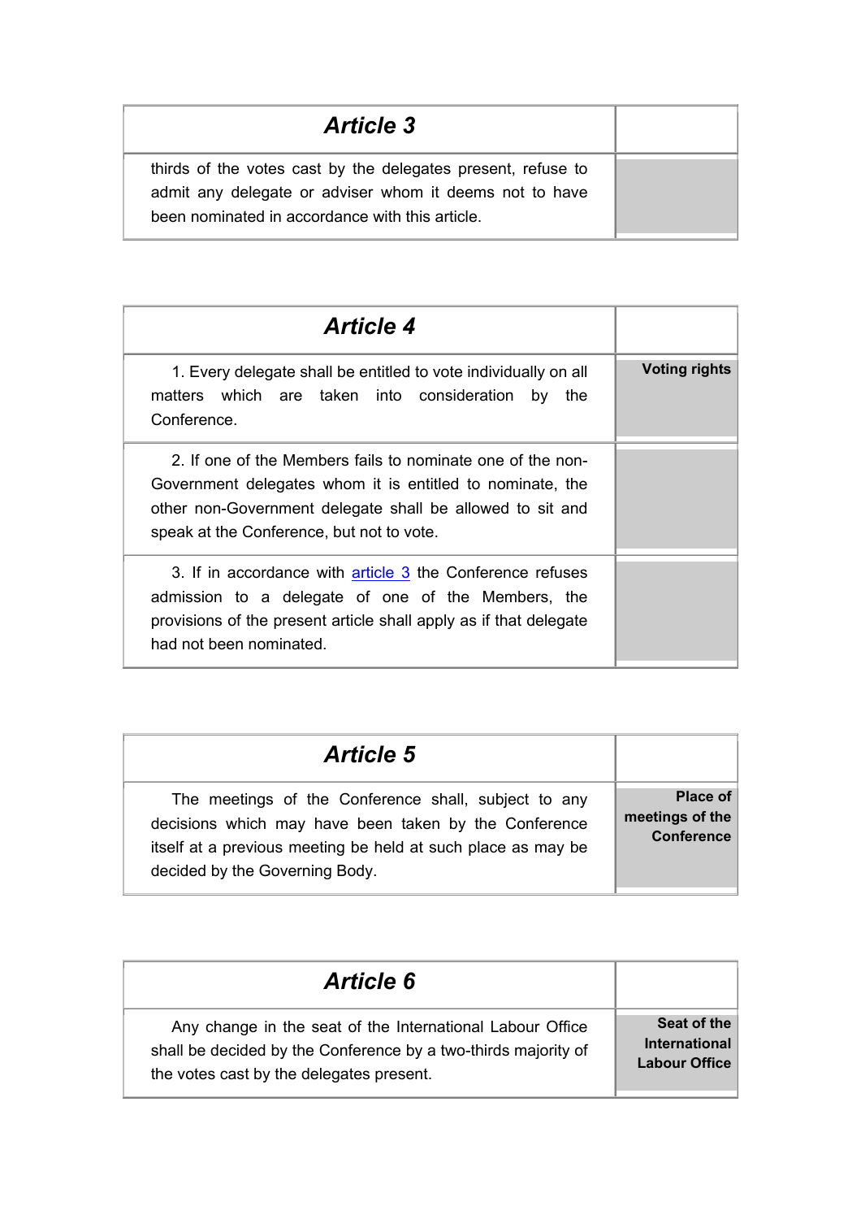## Article 3

thirds of the votes cast by the delegates present, refuse to admit any delegate or adviser whom it deems not to have been nominated in accordance with this article.

## Article 4

**Voting rights**

1. Every delegate shall be entitled to vote individually on all matters which are taken into consideration by the Conference.

2. If one of the Members fails to nominate one of the non-Government delegates whom it is entitled to nominate, the other non-Government delegate shall be allowed to sit and speak at the Conference, but not to vote.

3. If in accordance with article 3 the Conference refuses admission to a delegate of one of the Members, the provisions of the present article shall apply as if that delegate had not been nominated.

## Article 5

**Place of meetings of the Conference**

The meetings of the Conference shall, subject to any decisions which may have been taken by the Conference itself at a previous meeting be held at such place as may be decided by the Governing Body.

## Article 6

**Seat of the International Labour Office**

Any change in the seat of the International Labour Office shall be decided by the Conference by a two-thirds majority of the votes cast by the delegates present.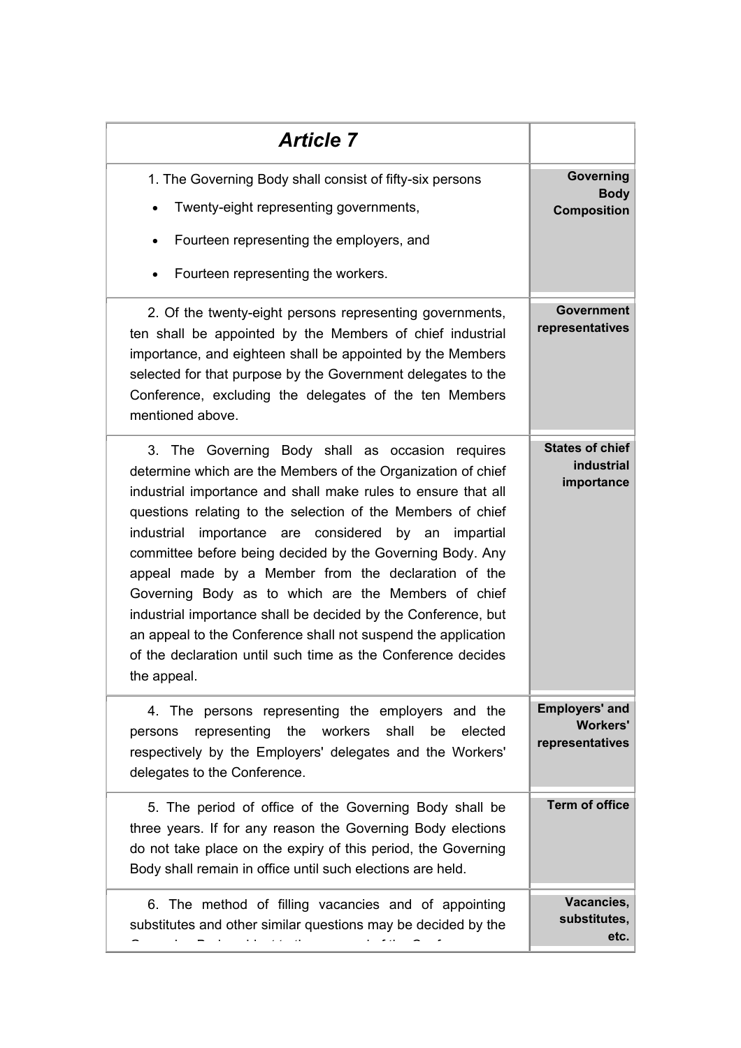| *Article 7* | |
|---|---|
| 1. The Governing Body shall consist of fifty-six persons<br>• Twenty-eight representing governments,<br>• Fourteen representing the employers, and<br>• Fourteen representing the workers. | **Governing Body Composition** |
| 2. Of the twenty-eight persons representing governments, ten shall be appointed by the Members of chief industrial importance, and eighteen shall be appointed by the Members selected for that purpose by the Government delegates to the Conference, excluding the delegates of the ten Members mentioned above. | **Government representatives** |
| 3. The Governing Body shall as occasion requires determine which are the Members of the Organization of chief industrial importance and shall make rules to ensure that all questions relating to the selection of the Members of chief industrial importance are considered by an impartial committee before being decided by the Governing Body. Any appeal made by a Member from the declaration of the Governing Body as to which are the Members of chief industrial importance shall be decided by the Conference, but an appeal to the Conference shall not suspend the application of the declaration until such time as the Conference decides the appeal. | **States of chief industrial importance** |
| 4. The persons representing the employers and the persons representing the workers shall be elected respectively by the Employers' delegates and the Workers' delegates to the Conference. | **Employers' and Workers' representatives** |
| 5. The period of office of the Governing Body shall be three years. If for any reason the Governing Body elections do not take place on the expiry of this period, the Governing Body shall remain in office until such elections are held. | **Term of office** |
| 6. The method of filling vacancies and of appointing substitutes and other similar questions may be decided by the | **Vacancies, substitutes, etc.** |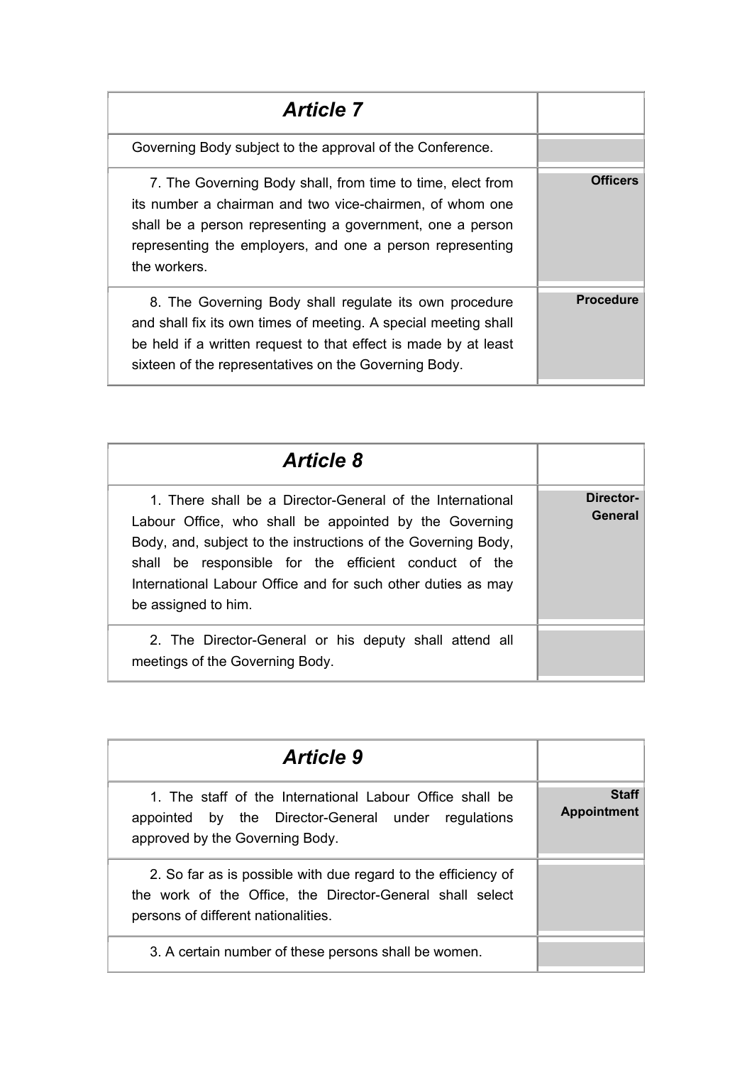| Article 7 | |
|---|---|
| Governing Body subject to the approval of the Conference. | |
| 7. The Governing Body shall, from time to time, elect from its number a chairman and two vice-chairmen, of whom one shall be a person representing a government, one a person representing the employers, and one a person representing the workers. | **Officers** |
| 8. The Governing Body shall regulate its own procedure and shall fix its own times of meeting. A special meeting shall be held if a written request to that effect is made by at least sixteen of the representatives on the Governing Body. | **Procedure** |

| Article 8 | |
|---|---|
| 1. There shall be a Director-General of the International Labour Office, who shall be appointed by the Governing Body, and, subject to the instructions of the Governing Body, shall be responsible for the efficient conduct of the International Labour Office and for such other duties as may be assigned to him. | **Director-General** |
| 2. The Director-General or his deputy shall attend all meetings of the Governing Body. | |

| Article 9 | |
|---|---|
| 1. The staff of the International Labour Office shall be appointed by the Director-General under regulations approved by the Governing Body. | **Staff Appointment** |
| 2. So far as is possible with due regard to the efficiency of the work of the Office, the Director-General shall select persons of different nationalities. | |
| 3. A certain number of these persons shall be women. | |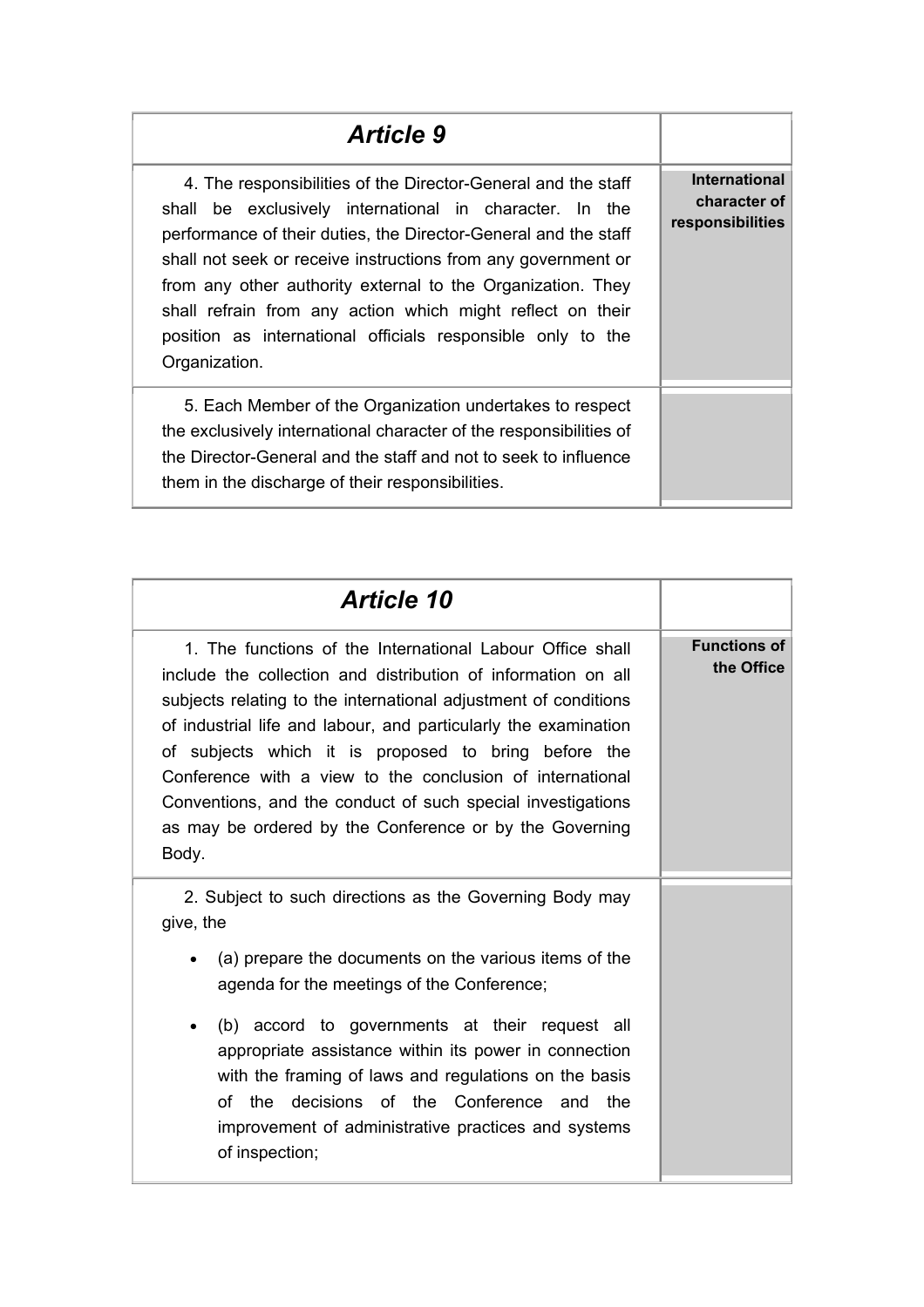## *Article 9*

| | |
|---|---|
| 4. The responsibilities of the Director-General and the staff shall be exclusively international in character. In the performance of their duties, the Director-General and the staff shall not seek or receive instructions from any government or from any other authority external to the Organization. They shall refrain from any action which might reflect on their position as international officials responsible only to the Organization. | **International character of responsibilities** |
| 5. Each Member of the Organization undertakes to respect the exclusively international character of the responsibilities of the Director-General and the staff and not to seek to influence them in the discharge of their responsibilities. | |

## *Article 10*

| | |
|---|---|
| 1. The functions of the International Labour Office shall include the collection and distribution of information on all subjects relating to the international adjustment of conditions of industrial life and labour, and particularly the examination of subjects which it is proposed to bring before the Conference with a view to the conclusion of international Conventions, and the conduct of such special investigations as may be ordered by the Conference or by the Governing Body. | **Functions of the Office** |
| 2. Subject to such directions as the Governing Body may give, the<br>• (a) prepare the documents on the various items of the agenda for the meetings of the Conference;<br>• (b) accord to governments at their request all appropriate assistance within its power in connection with the framing of laws and regulations on the basis of the decisions of the Conference and the improvement of administrative practices and systems of inspection; | |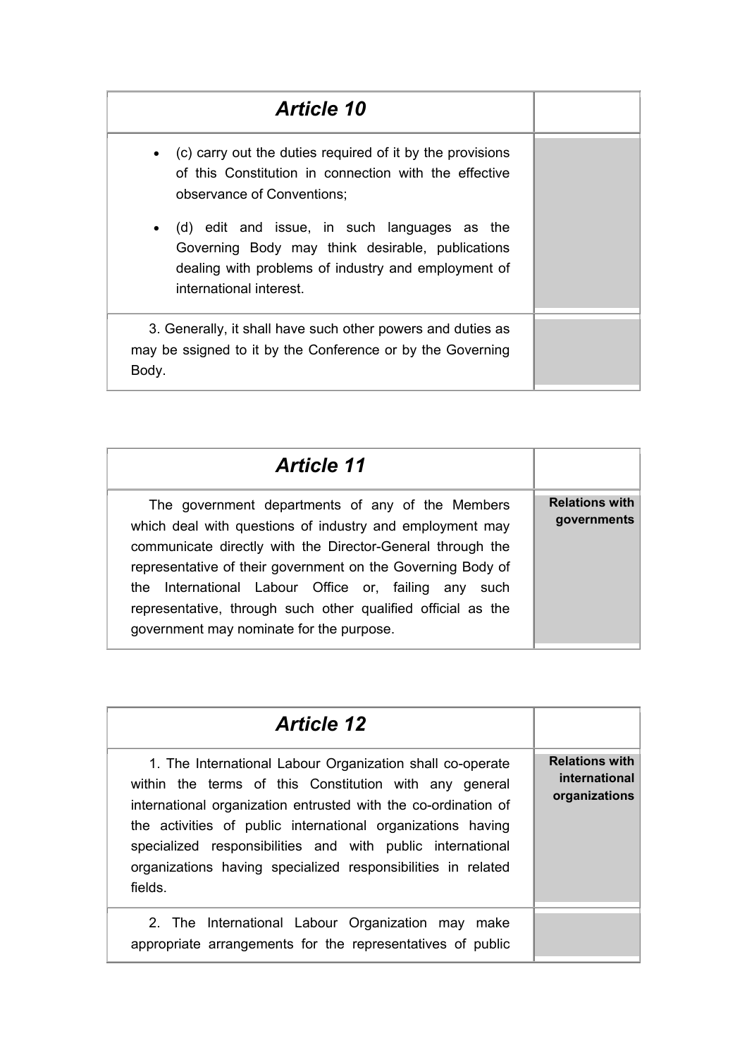## Article 10

- (c) carry out the duties required of it by the provisions of this Constitution in connection with the effective observance of Conventions;
- (d) edit and issue, in such languages as the Governing Body may think desirable, publications dealing with problems of industry and employment of international interest.

3. Generally, it shall have such other powers and duties as may be ssigned to it by the Conference or by the Governing Body.

## Article 11

**Relations with governments**

The government departments of any of the Members which deal with questions of industry and employment may communicate directly with the Director-General through the representative of their government on the Governing Body of the International Labour Office or, failing any such representative, through such other qualified official as the government may nominate for the purpose.

## Article 12

**Relations with international organizations**

1. The International Labour Organization shall co-operate within the terms of this Constitution with any general international organization entrusted with the co-ordination of the activities of public international organizations having specialized responsibilities and with public international organizations having specialized responsibilities in related fields.

2. The International Labour Organization may make appropriate arrangements for the representatives of public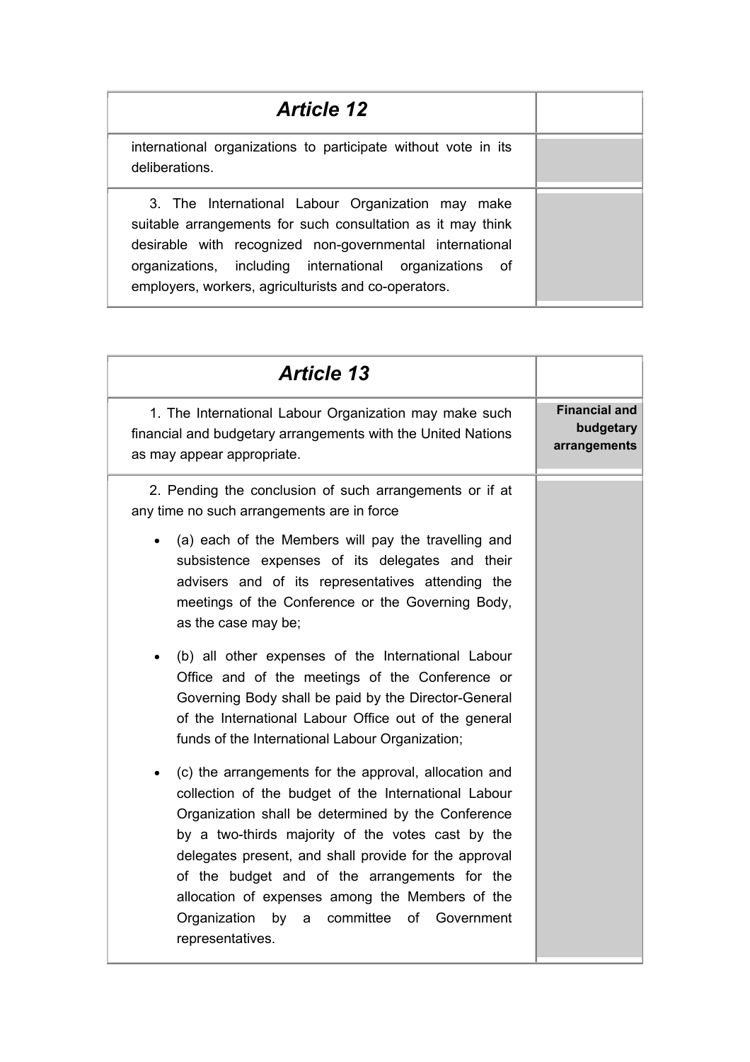## Article 12

international organizations to participate without vote in its deliberations.

3. The International Labour Organization may make suitable arrangements for such consultation as it may think desirable with recognized non-governmental international organizations, including international organizations of employers, workers, agriculturists and co-operators.

## Article 13

**Financial and budgetary arrangements**

1. The International Labour Organization may make such financial and budgetary arrangements with the United Nations as may appear appropriate.

2. Pending the conclusion of such arrangements or if at any time no such arrangements are in force

- (a) each of the Members will pay the travelling and subsistence expenses of its delegates and their advisers and of its representatives attending the meetings of the Conference or the Governing Body, as the case may be;
- (b) all other expenses of the International Labour Office and of the meetings of the Conference or Governing Body shall be paid by the Director-General of the International Labour Office out of the general funds of the International Labour Organization;
- (c) the arrangements for the approval, allocation and collection of the budget of the International Labour Organization shall be determined by the Conference by a two-thirds majority of the votes cast by the delegates present, and shall provide for the approval of the budget and of the arrangements for the allocation of expenses among the Members of the Organization by a committee of Government representatives.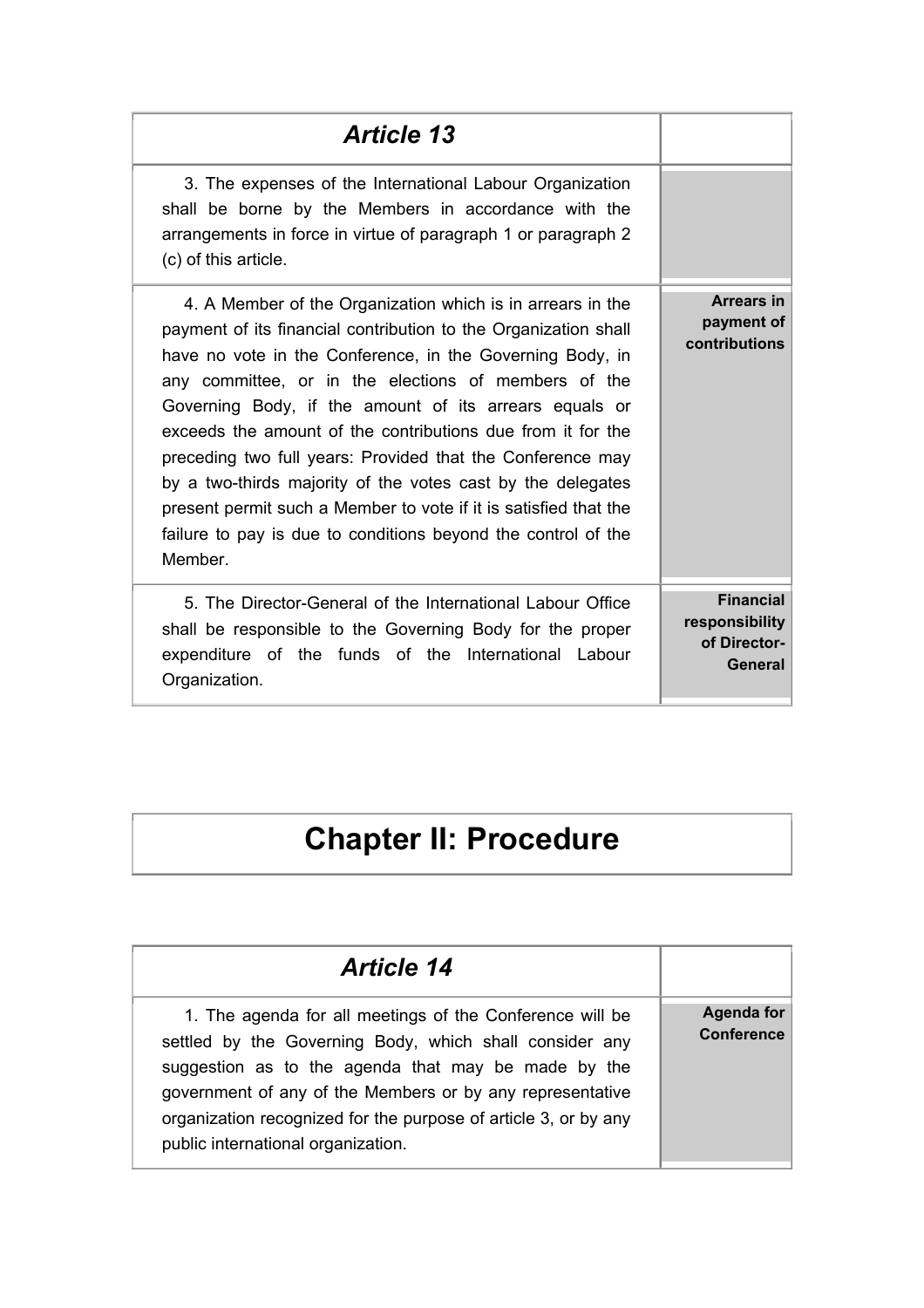### *Article 13*

3. The expenses of the International Labour Organization shall be borne by the Members in accordance with the arrangements in force in virtue of paragraph 1 or paragraph 2 (c) of this article.

**Arrears in payment of contributions**

4. A Member of the Organization which is in arrears in the payment of its financial contribution to the Organization shall have no vote in the Conference, in the Governing Body, in any committee, or in the elections of members of the Governing Body, if the amount of its arrears equals or exceeds the amount of the contributions due from it for the preceding two full years: Provided that the Conference may by a two-thirds majority of the votes cast by the delegates present permit such a Member to vote if it is satisfied that the failure to pay is due to conditions beyond the control of the Member.

**Financial responsibility of Director-General**

5. The Director-General of the International Labour Office shall be responsible to the Governing Body for the proper expenditure of the funds of the International Labour Organization.

## Chapter II: Procedure

### *Article 14*

**Agenda for Conference**

1. The agenda for all meetings of the Conference will be settled by the Governing Body, which shall consider any suggestion as to the agenda that may be made by the government of any of the Members or by any representative organization recognized for the purpose of article 3, or by any public international organization.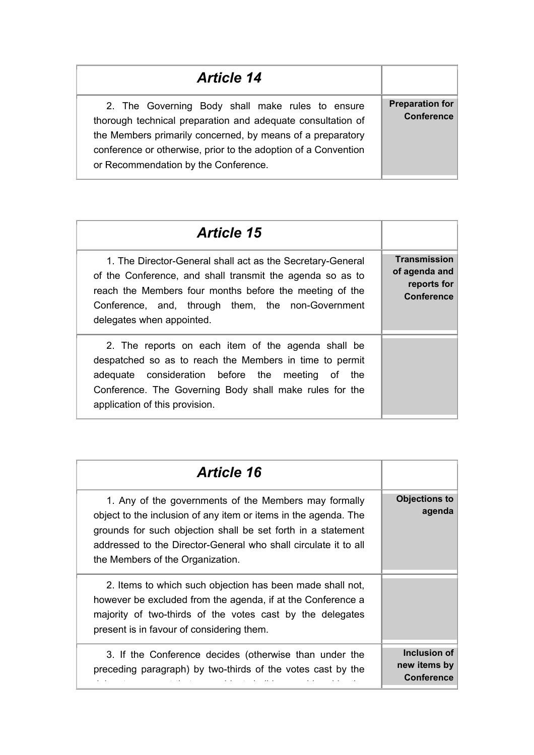| *Article 14* | |
|---|---|
| 2. The Governing Body shall make rules to ensure thorough technical preparation and adequate consultation of the Members primarily concerned, by means of a preparatory conference or otherwise, prior to the adoption of a Convention or Recommendation by the Conference. | **Preparation for Conference** |

| *Article 15* | |
|---|---|
| 1. The Director-General shall act as the Secretary-General of the Conference, and shall transmit the agenda so as to reach the Members four months before the meeting of the Conference, and, through them, the non-Government delegates when appointed. | **Transmission of agenda and reports for Conference** |
| 2. The reports on each item of the agenda shall be despatched so as to reach the Members in time to permit adequate consideration before the meeting of the Conference. The Governing Body shall make rules for the application of this provision. | |

| *Article 16* | |
|---|---|
| 1. Any of the governments of the Members may formally object to the inclusion of any item or items in the agenda. The grounds for such objection shall be set forth in a statement addressed to the Director-General who shall circulate it to all the Members of the Organization. | **Objections to agenda** |
| 2. Items to which such objection has been made shall not, however be excluded from the agenda, if at the Conference a majority of two-thirds of the votes cast by the delegates present is in favour of considering them. | |
| 3. If the Conference decides (otherwise than under the preceding paragraph) by two-thirds of the votes cast by the | **Inclusion of new items by Conference** |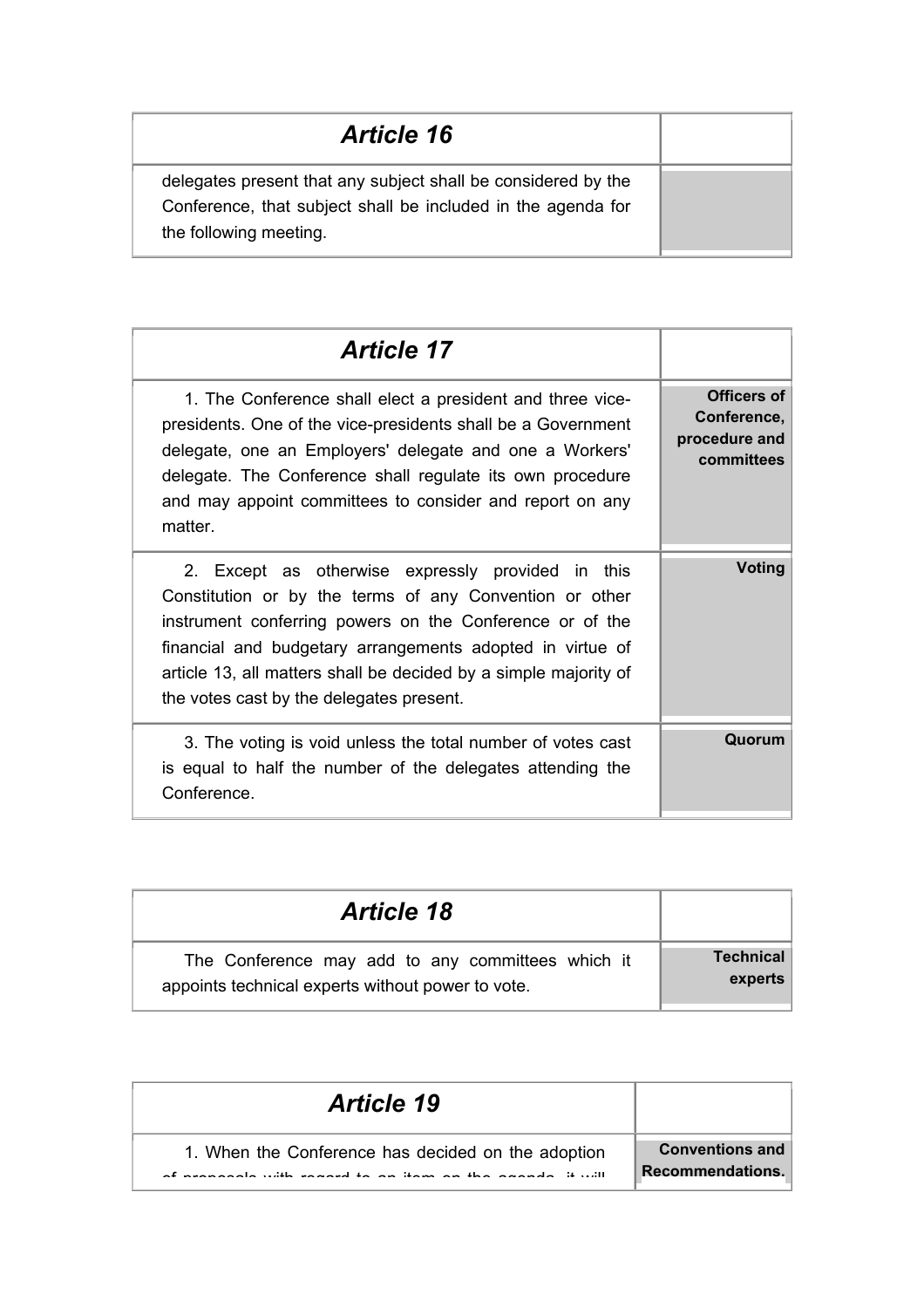## Article 16

| | |
|---|---|
| delegates present that any subject shall be considered by the Conference, that subject shall be included in the agenda for the following meeting. | |

## Article 17

| | |
|---|---|
| 1. The Conference shall elect a president and three vice-presidents. One of the vice-presidents shall be a Government delegate, one an Employers' delegate and one a Workers' delegate. The Conference shall regulate its own procedure and may appoint committees to consider and report on any matter. | **Officers of Conference, procedure and committees** |
| 2. Except as otherwise expressly provided in this Constitution or by the terms of any Convention or other instrument conferring powers on the Conference or of the financial and budgetary arrangements adopted in virtue of article 13, all matters shall be decided by a simple majority of the votes cast by the delegates present. | **Voting** |
| 3. The voting is void unless the total number of votes cast is equal to half the number of the delegates attending the Conference. | **Quorum** |

## Article 18

| | |
|---|---|
| The Conference may add to any committees which it appoints technical experts without power to vote. | **Technical experts** |

## Article 19

| | |
|---|---|
| 1. When the Conference has decided on the adoption of proposals with regard to an item on the agenda, it will | **Conventions and Recommendations.** |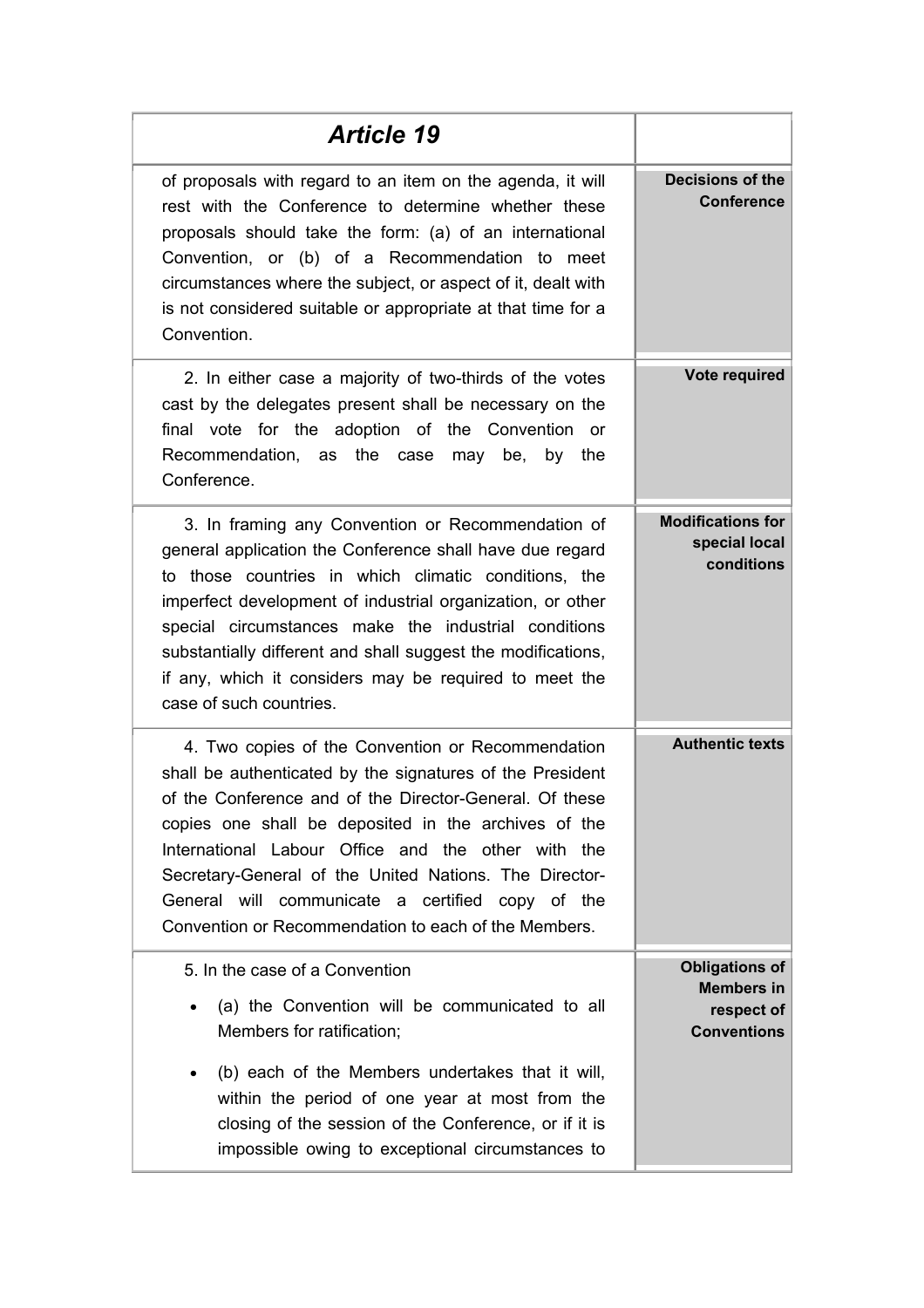| *Article 19* | |
|---|---|
| of proposals with regard to an item on the agenda, it will rest with the Conference to determine whether these proposals should take the form: (a) of an international Convention, or (b) of a Recommendation to meet circumstances where the subject, or aspect of it, dealt with is not considered suitable or appropriate at that time for a Convention. | **Decisions of the Conference** |
| 2. In either case a majority of two-thirds of the votes cast by the delegates present shall be necessary on the final vote for the adoption of the Convention or Recommendation, as the case may be, by the Conference. | **Vote required** |
| 3. In framing any Convention or Recommendation of general application the Conference shall have due regard to those countries in which climatic conditions, the imperfect development of industrial organization, or other special circumstances make the industrial conditions substantially different and shall suggest the modifications, if any, which it considers may be required to meet the case of such countries. | **Modifications for special local conditions** |
| 4. Two copies of the Convention or Recommendation shall be authenticated by the signatures of the President of the Conference and of the Director-General. Of these copies one shall be deposited in the archives of the International Labour Office and the other with the Secretary-General of the United Nations. The Director-General will communicate a certified copy of the Convention or Recommendation to each of the Members. | **Authentic texts** |
| 5. In the case of a Convention<br>• (a) the Convention will be communicated to all Members for ratification;<br>• (b) each of the Members undertakes that it will, within the period of one year at most from the closing of the session of the Conference, or if it is impossible owing to exceptional circumstances to | **Obligations of Members in respect of Conventions** |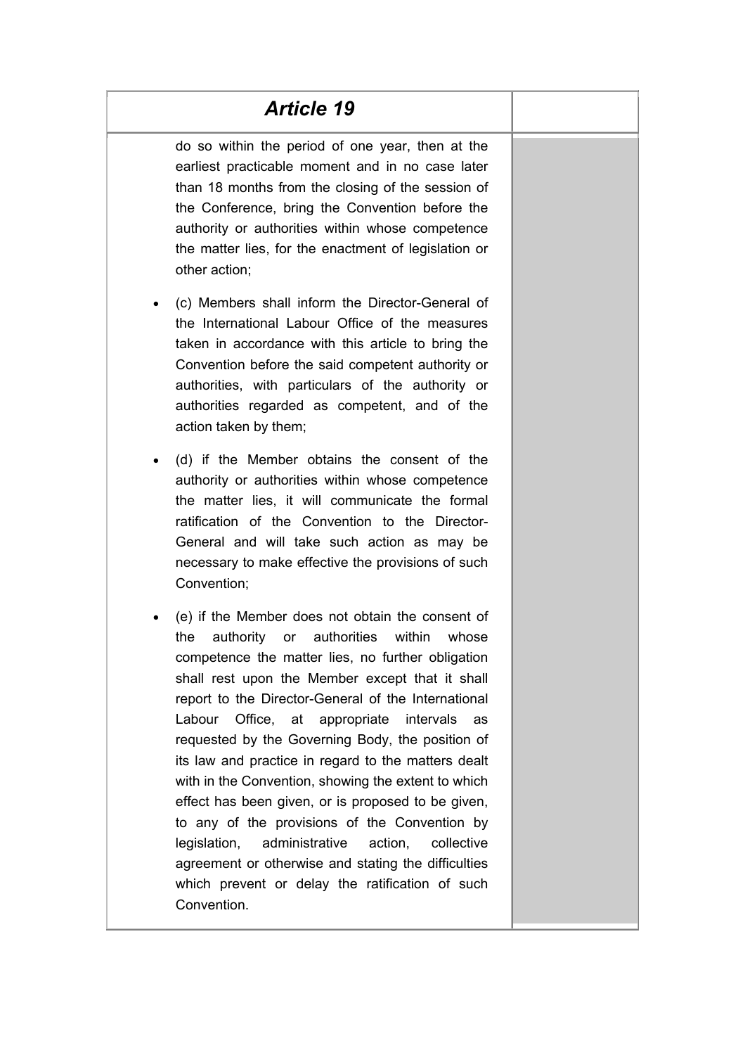| *Article 19* | |
|---|---|
| do so within the period of one year, then at the earliest practicable moment and in no case later than 18 months from the closing of the session of the Conference, bring the Convention before the authority or authorities within whose competence the matter lies, for the enactment of legislation or other action;<br><br>• (c) Members shall inform the Director-General of the International Labour Office of the measures taken in accordance with this article to bring the Convention before the said competent authority or authorities, with particulars of the authority or authorities regarded as competent, and of the action taken by them;<br><br>• (d) if the Member obtains the consent of the authority or authorities within whose competence the matter lies, it will communicate the formal ratification of the Convention to the Director-General and will take such action as may be necessary to make effective the provisions of such Convention;<br><br>• (e) if the Member does not obtain the consent of the authority or authorities within whose competence the matter lies, no further obligation shall rest upon the Member except that it shall report to the Director-General of the International Labour Office, at appropriate intervals as requested by the Governing Body, the position of its law and practice in regard to the matters dealt with in the Convention, showing the extent to which effect has been given, or is proposed to be given, to any of the provisions of the Convention by legislation, administrative action, collective agreement or otherwise and stating the difficulties which prevent or delay the ratification of such Convention. | |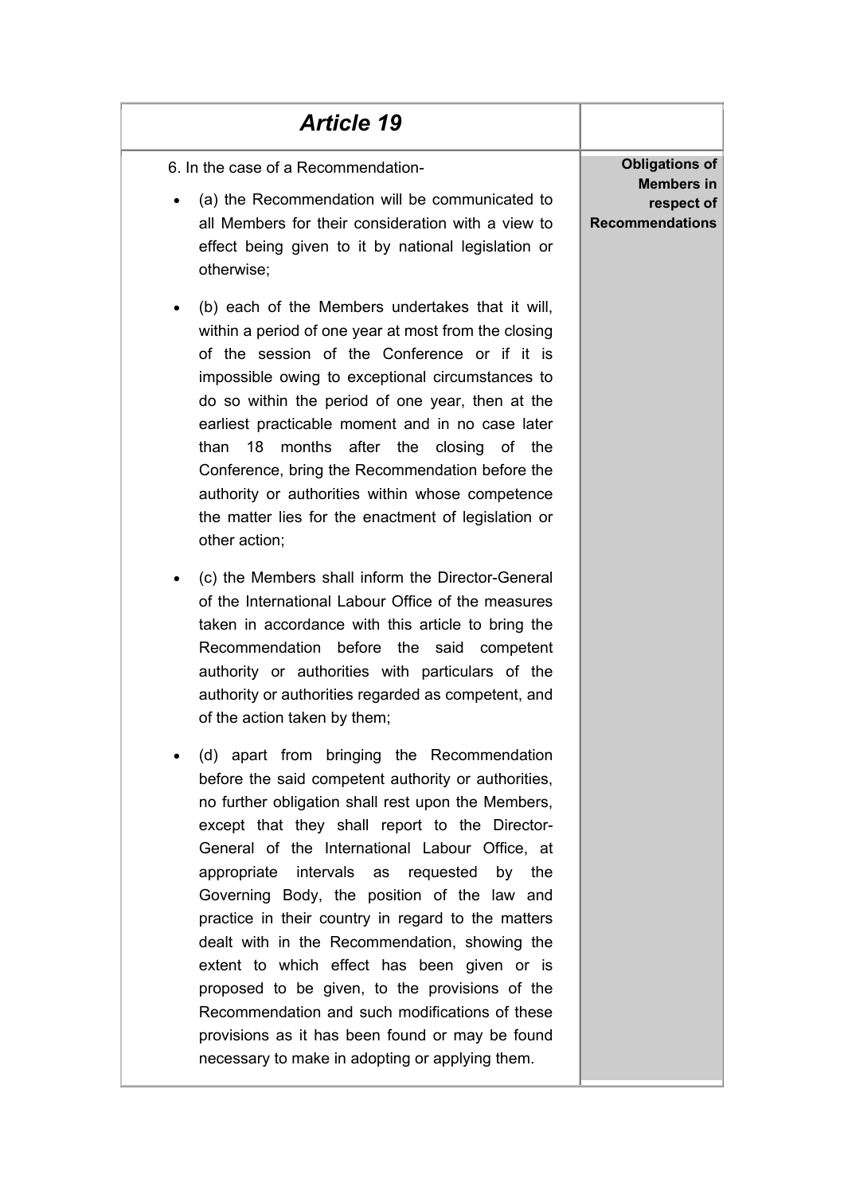## *Article 19*

**Obligations of Members in respect of Recommendations**

6. In the case of a Recommendation-

- (a) the Recommendation will be communicated to all Members for their consideration with a view to effect being given to it by national legislation or otherwise;
- (b) each of the Members undertakes that it will, within a period of one year at most from the closing of the session of the Conference or if it is impossible owing to exceptional circumstances to do so within the period of one year, then at the earliest practicable moment and in no case later than 18 months after the closing of the Conference, bring the Recommendation before the authority or authorities within whose competence the matter lies for the enactment of legislation or other action;
- (c) the Members shall inform the Director-General of the International Labour Office of the measures taken in accordance with this article to bring the Recommendation before the said competent authority or authorities with particulars of the authority or authorities regarded as competent, and of the action taken by them;
- (d) apart from bringing the Recommendation before the said competent authority or authorities, no further obligation shall rest upon the Members, except that they shall report to the Director-General of the International Labour Office, at appropriate intervals as requested by the Governing Body, the position of the law and practice in their country in regard to the matters dealt with in the Recommendation, showing the extent to which effect has been given or is proposed to be given, to the provisions of the Recommendation and such modifications of these provisions as it has been found or may be found necessary to make in adopting or applying them.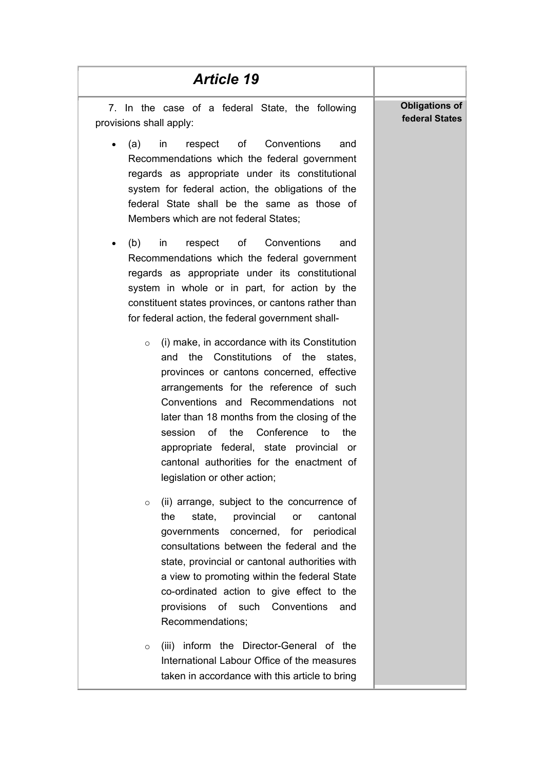| *Article 19* | |
|---|---|
| 7. In the case of a federal State, the following provisions shall apply:<br><br>- (a) in respect of Conventions and Recommendations which the federal government regards as appropriate under its constitutional system for federal action, the obligations of the federal State shall be the same as those of Members which are not federal States;<br>- (b) in respect of Conventions and Recommendations which the federal government regards as appropriate under its constitutional system in whole or in part, for action by the constituent states provinces, or cantons rather than for federal action, the federal government shall-<br>    - (i) make, in accordance with its Constitution and the Constitutions of the states, provinces or cantons concerned, effective arrangements for the reference of such Conventions and Recommendations not later than 18 months from the closing of the session of the Conference to the appropriate federal, state provincial or cantonal authorities for the enactment of legislation or other action;<br>    - (ii) arrange, subject to the concurrence of the state, provincial or cantonal governments concerned, for periodical consultations between the federal and the state, provincial or cantonal authorities with a view to promoting within the federal State co-ordinated action to give effect to the provisions of such Conventions and Recommendations;<br>    - (iii) inform the Director-General of the International Labour Office of the measures taken in accordance with this article to bring | **Obligations of federal States** |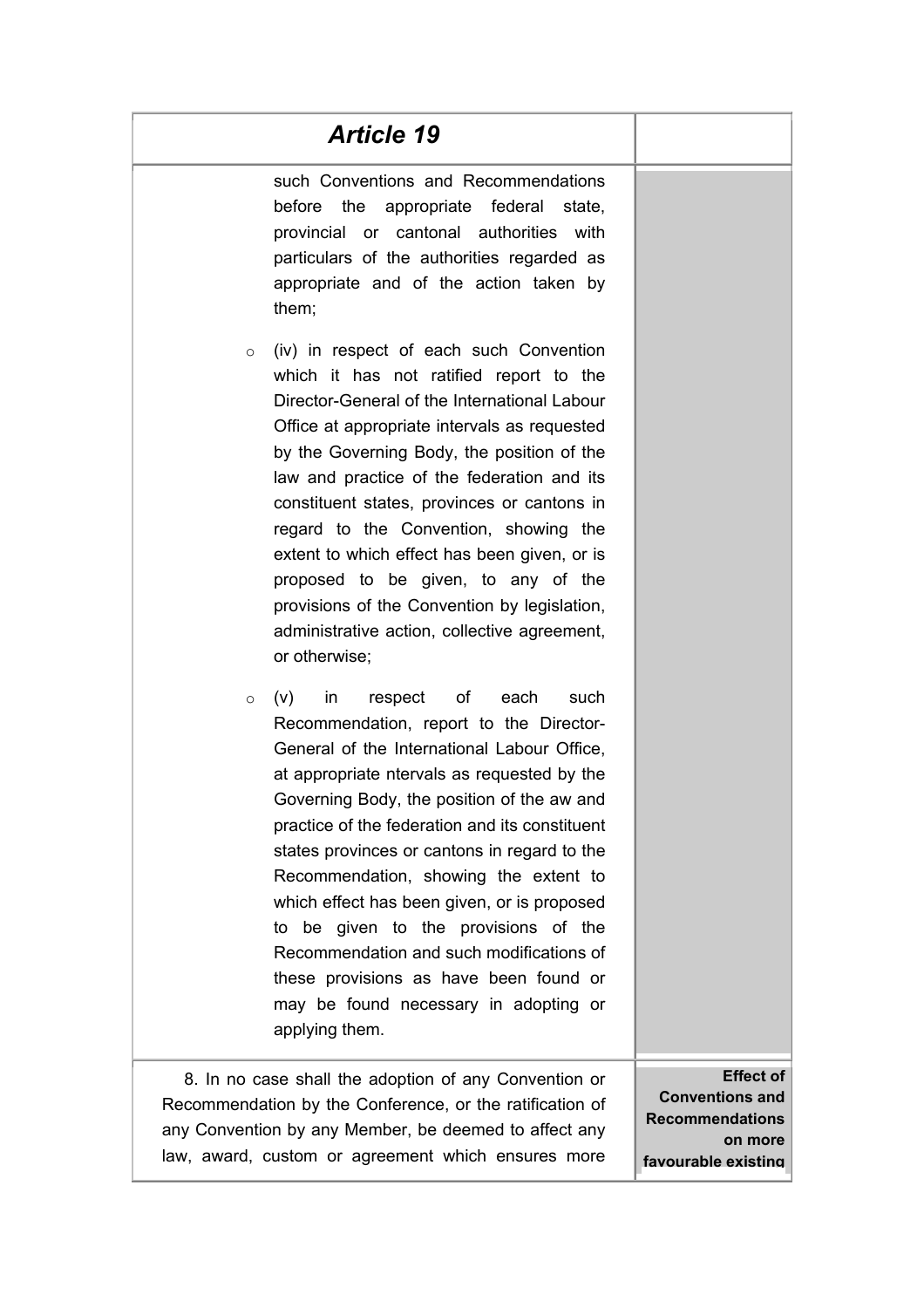## *Article 19*

such Conventions and Recommendations before the appropriate federal state, provincial or cantonal authorities with particulars of the authorities regarded as appropriate and of the action taken by them;

- (iv) in respect of each such Convention which it has not ratified report to the Director-General of the International Labour Office at appropriate intervals as requested by the Governing Body, the position of the law and practice of the federation and its constituent states, provinces or cantons in regard to the Convention, showing the extent to which effect has been given, or is proposed to be given, to any of the provisions of the Convention by legislation, administrative action, collective agreement, or otherwise;
- (v) in respect of each such Recommendation, report to the Director-General of the International Labour Office, at appropriate ntervals as requested by the Governing Body, the position of the aw and practice of the federation and its constituent states provinces or cantons in regard to the Recommendation, showing the extent to which effect has been given, or is proposed to be given to the provisions of the Recommendation and such modifications of these provisions as have been found or may be found necessary in adopting or applying them.

**Effect of Conventions and Recommendations on more favourable existing**

8. In no case shall the adoption of any Convention or Recommendation by the Conference, or the ratification of any Convention by any Member, be deemed to affect any law, award, custom or agreement which ensures more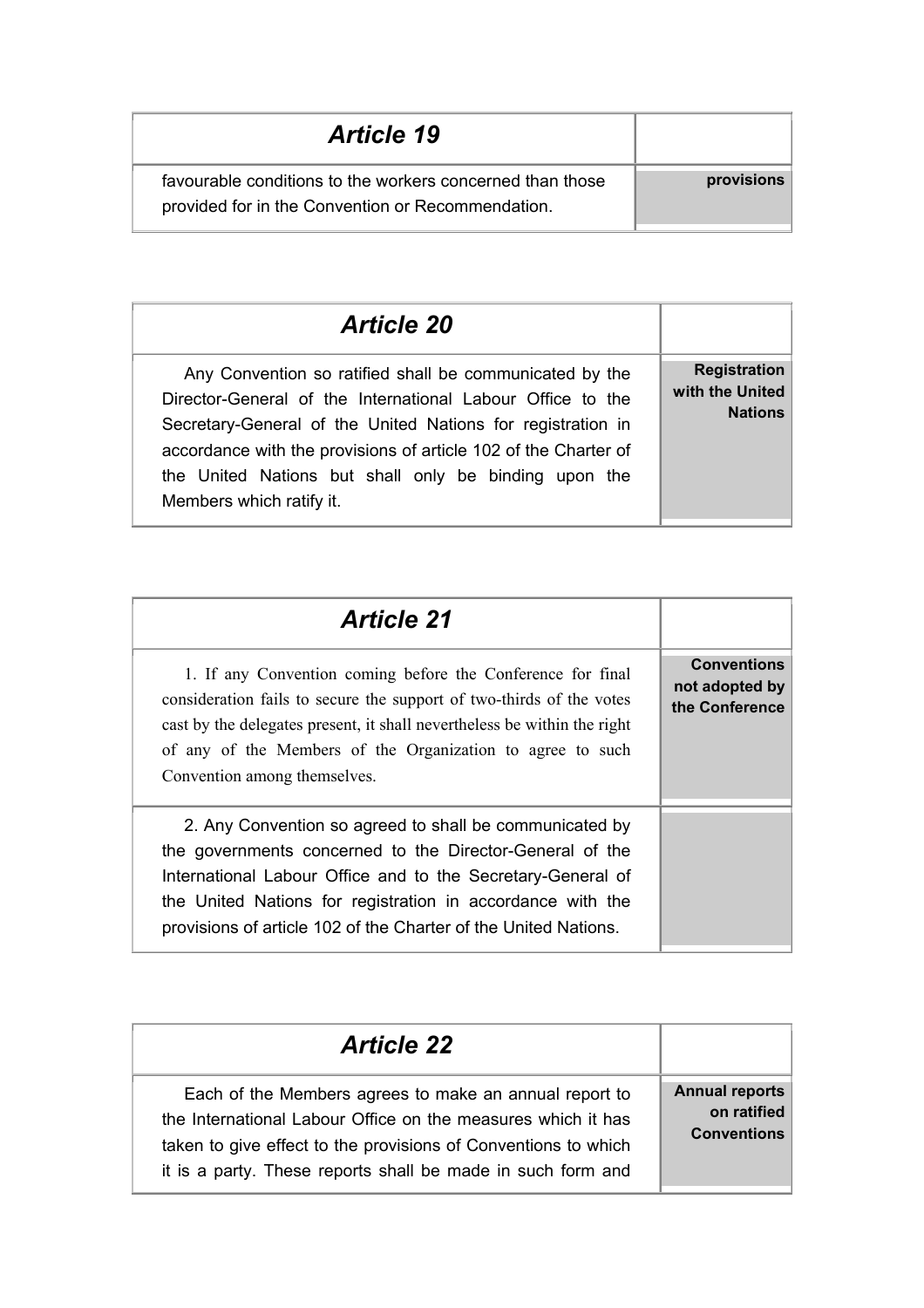## Article 19

| | |
|---|---|
| favourable conditions to the workers concerned than those provided for in the Convention or Recommendation. | **provisions** |

## Article 20

| | |
|---|---|
| Any Convention so ratified shall be communicated by the Director-General of the International Labour Office to the Secretary-General of the United Nations for registration in accordance with the provisions of article 102 of the Charter of the United Nations but shall only be binding upon the Members which ratify it. | **Registration with the United Nations** |

## Article 21

| | |
|---|---|
| 1. If any Convention coming before the Conference for final consideration fails to secure the support of two-thirds of the votes cast by the delegates present, it shall nevertheless be within the right of any of the Members of the Organization to agree to such Convention among themselves. | **Conventions not adopted by the Conference** |
| 2. Any Convention so agreed to shall be communicated by the governments concerned to the Director-General of the International Labour Office and to the Secretary-General of the United Nations for registration in accordance with the provisions of article 102 of the Charter of the United Nations. | |

## Article 22

| | |
|---|---|
| Each of the Members agrees to make an annual report to the International Labour Office on the measures which it has taken to give effect to the provisions of Conventions to which it is a party. These reports shall be made in such form and | **Annual reports on ratified Conventions** |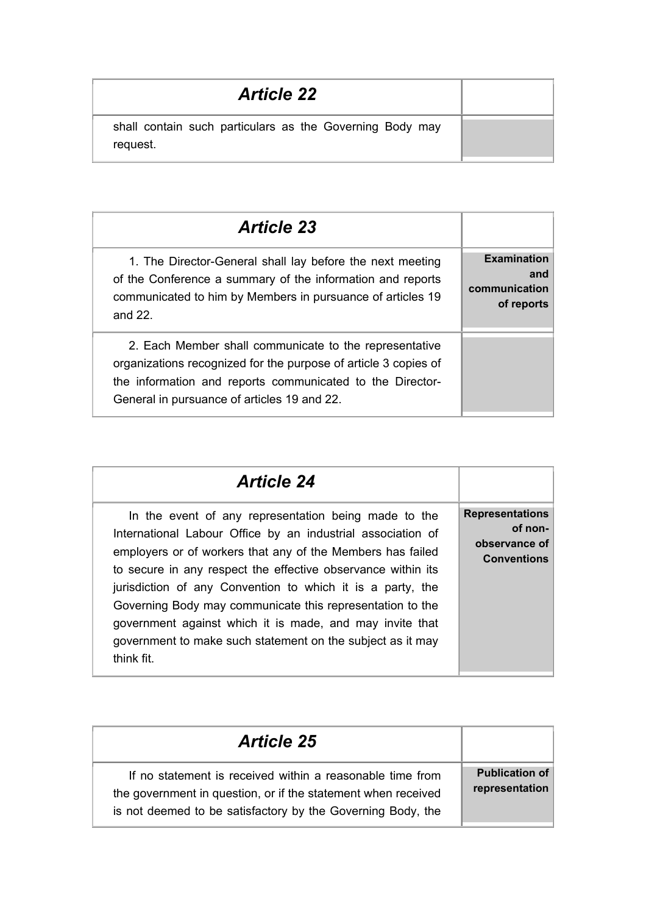## *Article 22*

shall contain such particulars as the Governing Body may request.

## *Article 23*

| | |
|---|---|
| 1. The Director-General shall lay before the next meeting of the Conference a summary of the information and reports communicated to him by Members in pursuance of articles 19 and 22. | **Examination and communication of reports** |
| 2. Each Member shall communicate to the representative organizations recognized for the purpose of article 3 copies of the information and reports communicated to the Director-General in pursuance of articles 19 and 22. | |

## *Article 24*

| | |
|---|---|
| In the event of any representation being made to the International Labour Office by an industrial association of employers or of workers that any of the Members has failed to secure in any respect the effective observance within its jurisdiction of any Convention to which it is a party, the Governing Body may communicate this representation to the government against which it is made, and may invite that government to make such statement on the subject as it may think fit. | **Representations of non-observance of Conventions** |

## *Article 25*

| | |
|---|---|
| If no statement is received within a reasonable time from the government in question, or if the statement when received is not deemed to be satisfactory by the Governing Body, the | **Publication of representation** |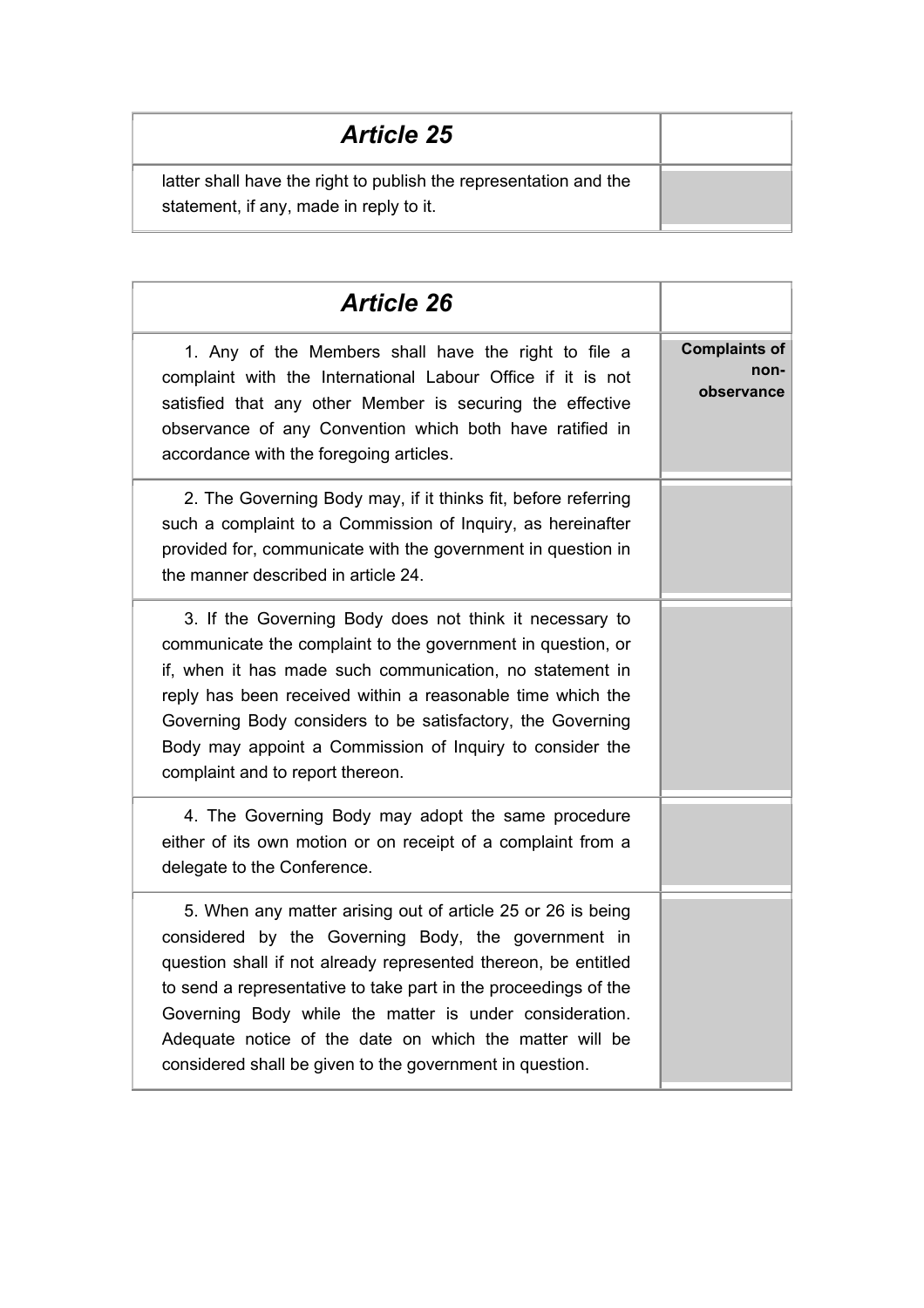## Article 25

latter shall have the right to publish the representation and the statement, if any, made in reply to it.

## Article 26

**Complaints of non-observance**

1. Any of the Members shall have the right to file a complaint with the International Labour Office if it is not satisfied that any other Member is securing the effective observance of any Convention which both have ratified in accordance with the foregoing articles.

2. The Governing Body may, if it thinks fit, before referring such a complaint to a Commission of Inquiry, as hereinafter provided for, communicate with the government in question in the manner described in article 24.

3. If the Governing Body does not think it necessary to communicate the complaint to the government in question, or if, when it has made such communication, no statement in reply has been received within a reasonable time which the Governing Body considers to be satisfactory, the Governing Body may appoint a Commission of Inquiry to consider the complaint and to report thereon.

4. The Governing Body may adopt the same procedure either of its own motion or on receipt of a complaint from a delegate to the Conference.

5. When any matter arising out of article 25 or 26 is being considered by the Governing Body, the government in question shall if not already represented thereon, be entitled to send a representative to take part in the proceedings of the Governing Body while the matter is under consideration. Adequate notice of the date on which the matter will be considered shall be given to the government in question.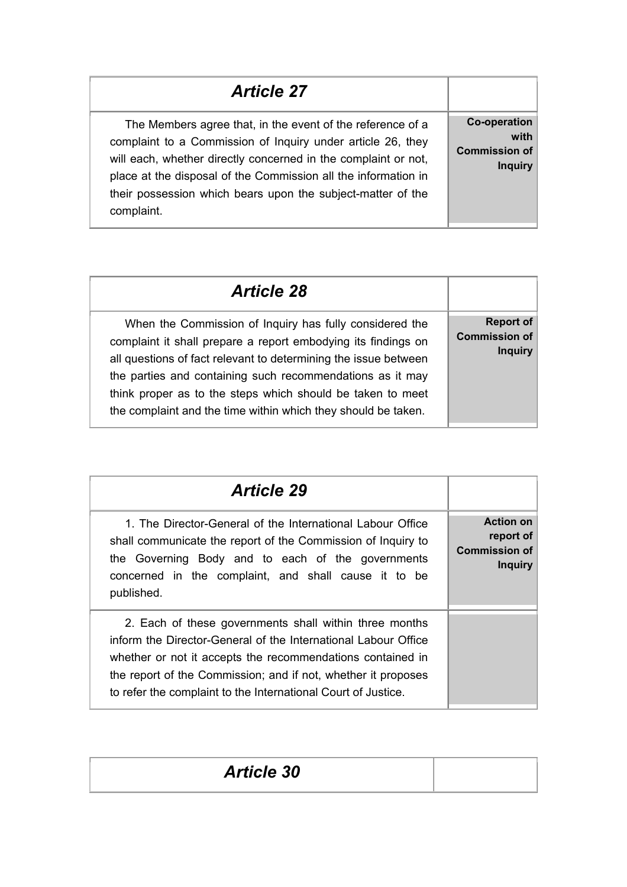## *Article 27*

| The Members agree that, in the event of the reference of a complaint to a Commission of Inquiry under article 26, they will each, whether directly concerned in the complaint or not, place at the disposal of the Commission all the information in their possession which bears upon the subject-matter of the complaint. | **Co-operation with Commission of Inquiry** |
| --- | --- |

## *Article 28*

| When the Commission of Inquiry has fully considered the complaint it shall prepare a report embodying its findings on all questions of fact relevant to determining the issue between the parties and containing such recommendations as it may think proper as to the steps which should be taken to meet the complaint and the time within which they should be taken. | **Report of Commission of Inquiry** |
| --- | --- |

## *Article 29*

| 1. The Director-General of the International Labour Office shall communicate the report of the Commission of Inquiry to the Governing Body and to each of the governments concerned in the complaint, and shall cause it to be published. | **Action on report of Commission of Inquiry** |
| --- | --- |
| 2. Each of these governments shall within three months inform the Director-General of the International Labour Office whether or not it accepts the recommendations contained in the report of the Commission; and if not, whether it proposes to refer the complaint to the International Court of Justice. | |

## *Article 30*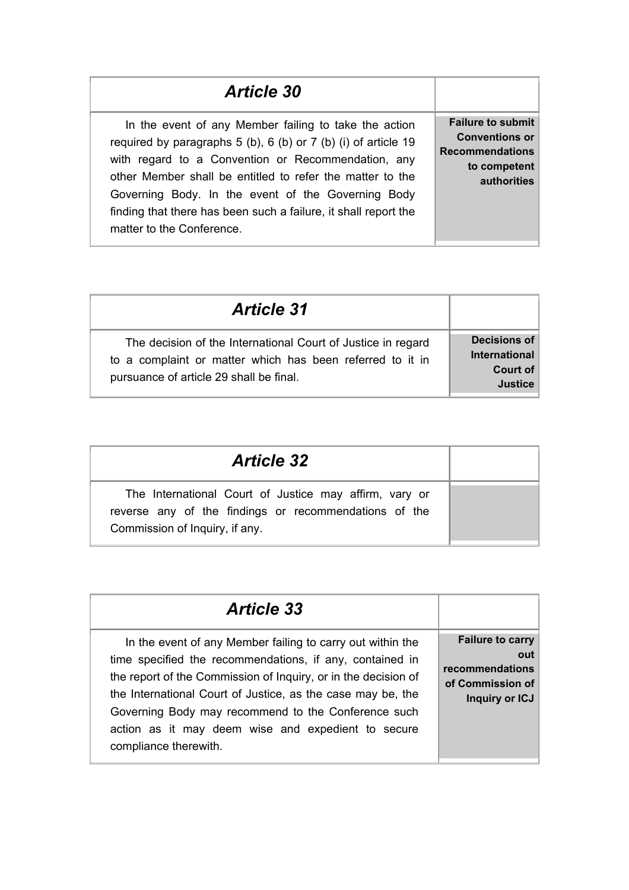## *Article 30*

**Failure to submit Conventions or Recommendations to competent authorities**

In the event of any Member failing to take the action required by paragraphs 5 (b), 6 (b) or 7 (b) (i) of article 19 with regard to a Convention or Recommendation, any other Member shall be entitled to refer the matter to the Governing Body. In the event of the Governing Body finding that there has been such a failure, it shall report the matter to the Conference.

## *Article 31*

**Decisions of International Court of Justice**

The decision of the International Court of Justice in regard to a complaint or matter which has been referred to it in pursuance of article 29 shall be final.

## *Article 32*

The International Court of Justice may affirm, vary or reverse any of the findings or recommendations of the Commission of Inquiry, if any.

## *Article 33*

**Failure to carry out recommendations of Commission of Inquiry or ICJ**

In the event of any Member failing to carry out within the time specified the recommendations, if any, contained in the report of the Commission of Inquiry, or in the decision of the International Court of Justice, as the case may be, the Governing Body may recommend to the Conference such action as it may deem wise and expedient to secure compliance therewith.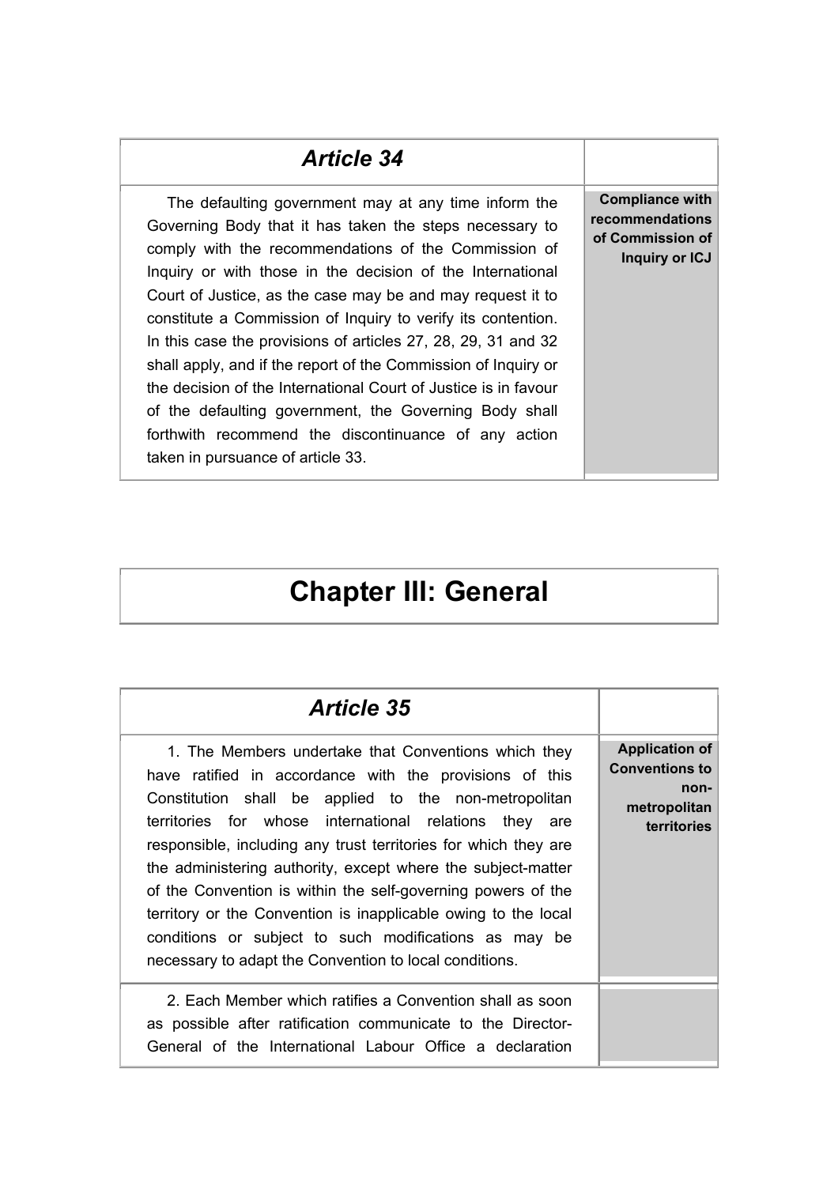## *Article 34*

**Compliance with recommendations of Commission of Inquiry or ICJ**

The defaulting government may at any time inform the Governing Body that it has taken the steps necessary to comply with the recommendations of the Commission of Inquiry or with those in the decision of the International Court of Justice, as the case may be and may request it to constitute a Commission of Inquiry to verify its contention. In this case the provisions of articles 27, 28, 29, 31 and 32 shall apply, and if the report of the Commission of Inquiry or the decision of the International Court of Justice is in favour of the defaulting government, the Governing Body shall forthwith recommend the discontinuance of any action taken in pursuance of article 33.

# Chapter III: General

## *Article 35*

**Application of Conventions to non-metropolitan territories**

1. The Members undertake that Conventions which they have ratified in accordance with the provisions of this Constitution shall be applied to the non-metropolitan territories for whose international relations they are responsible, including any trust territories for which they are the administering authority, except where the subject-matter of the Convention is within the self-governing powers of the territory or the Convention is inapplicable owing to the local conditions or subject to such modifications as may be necessary to adapt the Convention to local conditions.

2. Each Member which ratifies a Convention shall as soon as possible after ratification communicate to the Director-General of the International Labour Office a declaration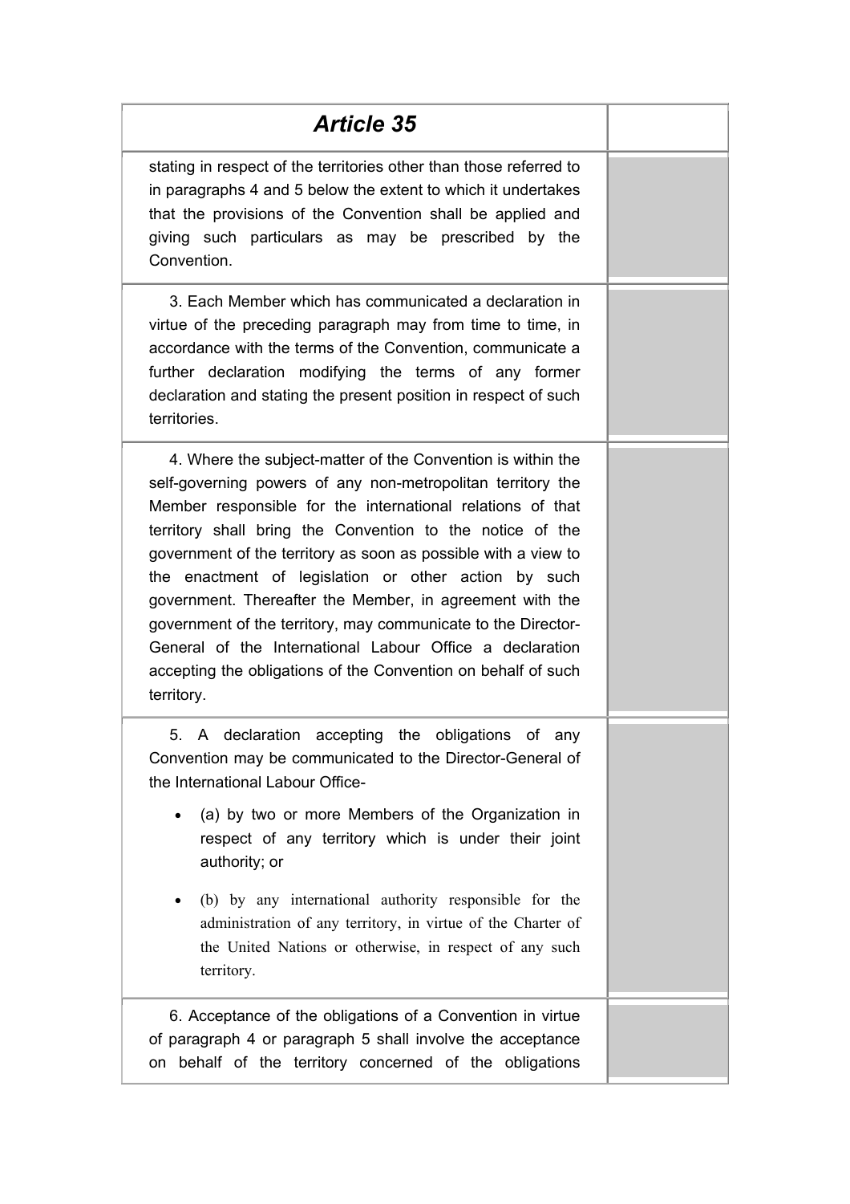| Article 35 | |
| --- | --- |
| stating in respect of the territories other than those referred to in paragraphs 4 and 5 below the extent to which it undertakes that the provisions of the Convention shall be applied and giving such particulars as may be prescribed by the Convention. | |
| 3. Each Member which has communicated a declaration in virtue of the preceding paragraph may from time to time, in accordance with the terms of the Convention, communicate a further declaration modifying the terms of any former declaration and stating the present position in respect of such territories. | |
| 4. Where the subject-matter of the Convention is within the self-governing powers of any non-metropolitan territory the Member responsible for the international relations of that territory shall bring the Convention to the notice of the government of the territory as soon as possible with a view to the enactment of legislation or other action by such government. Thereafter the Member, in agreement with the government of the territory, may communicate to the Director-General of the International Labour Office a declaration accepting the obligations of the Convention on behalf of such territory. | |
| 5. A declaration accepting the obligations of any Convention may be communicated to the Director-General of the International Labour Office-<br>• (a) by two or more Members of the Organization in respect of any territory which is under their joint authority; or<br>• (b) by any international authority responsible for the administration of any territory, in virtue of the Charter of the United Nations or otherwise, in respect of any such territory. | |
| 6. Acceptance of the obligations of a Convention in virtue of paragraph 4 or paragraph 5 shall involve the acceptance on behalf of the territory concerned of the obligations | |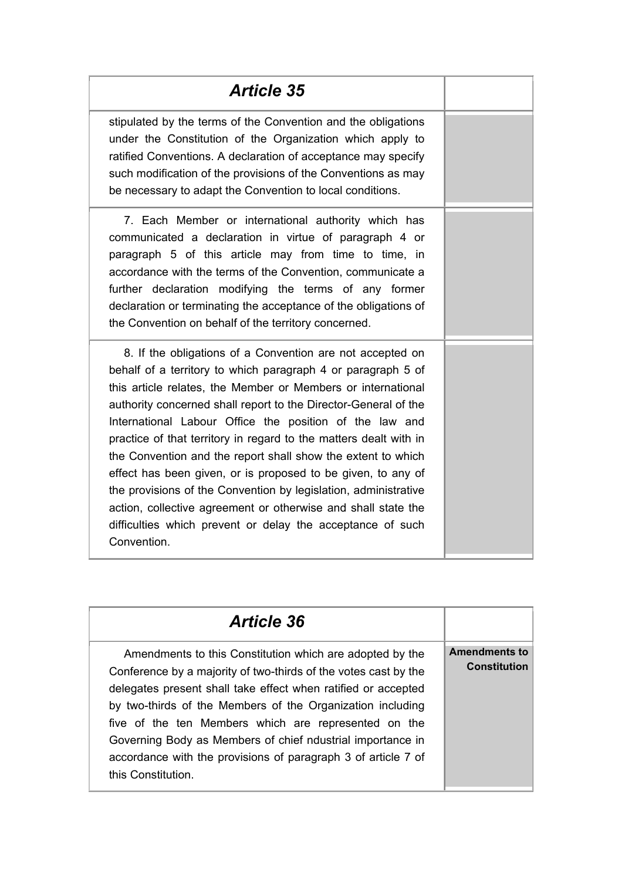## Article 35

stipulated by the terms of the Convention and the obligations under the Constitution of the Organization which apply to ratified Conventions. A declaration of acceptance may specify such modification of the provisions of the Conventions as may be necessary to adapt the Convention to local conditions.

7. Each Member or international authority which has communicated a declaration in virtue of paragraph 4 or paragraph 5 of this article may from time to time, in accordance with the terms of the Convention, communicate a further declaration modifying the terms of any former declaration or terminating the acceptance of the obligations of the Convention on behalf of the territory concerned.

8. If the obligations of a Convention are not accepted on behalf of a territory to which paragraph 4 or paragraph 5 of this article relates, the Member or Members or international authority concerned shall report to the Director-General of the International Labour Office the position of the law and practice of that territory in regard to the matters dealt with in the Convention and the report shall show the extent to which effect has been given, or is proposed to be given, to any of the provisions of the Convention by legislation, administrative action, collective agreement or otherwise and shall state the difficulties which prevent or delay the acceptance of such Convention.

## Article 36

**Amendments to Constitution**

Amendments to this Constitution which are adopted by the Conference by a majority of two-thirds of the votes cast by the delegates present shall take effect when ratified or accepted by two-thirds of the Members of the Organization including five of the ten Members which are represented on the Governing Body as Members of chief ndustrial importance in accordance with the provisions of paragraph 3 of article 7 of this Constitution.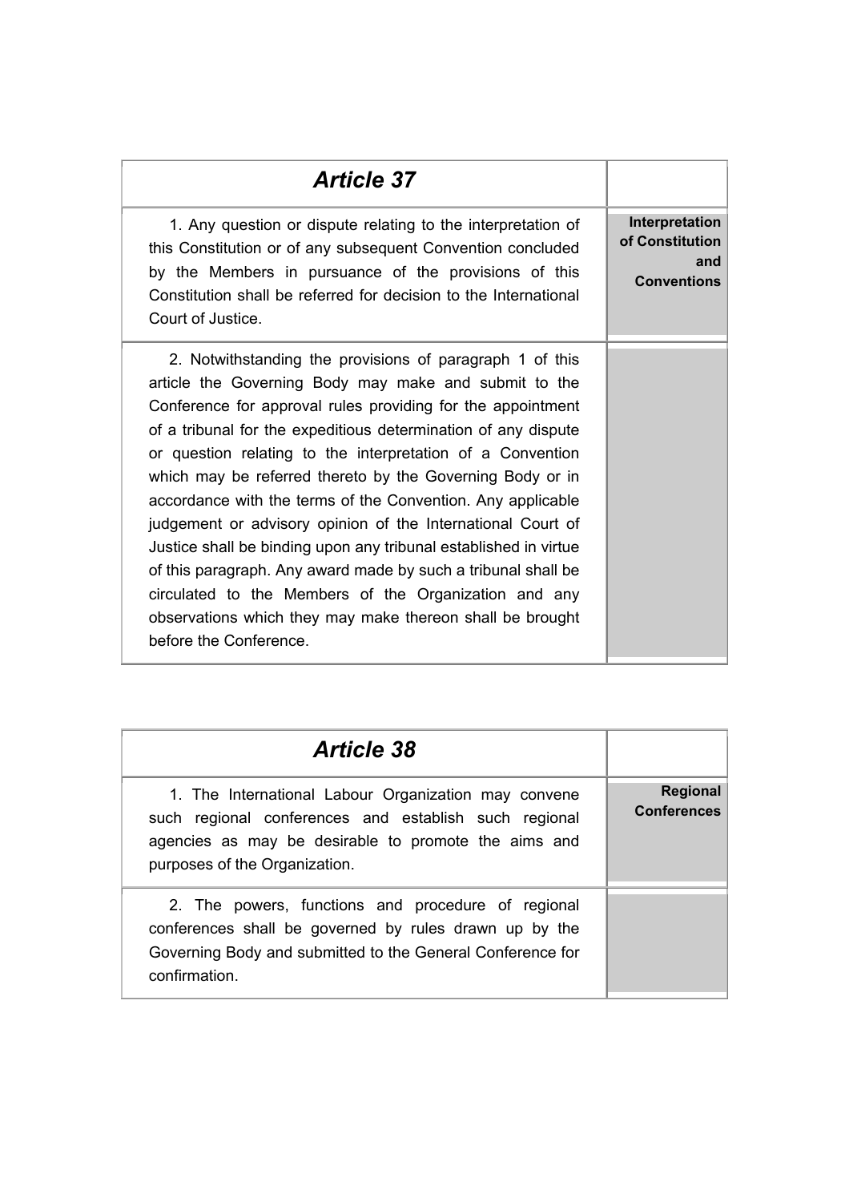## *Article 37*

**Interpretation of Constitution and Conventions**

1. Any question or dispute relating to the interpretation of this Constitution or of any subsequent Convention concluded by the Members in pursuance of the provisions of this Constitution shall be referred for decision to the International Court of Justice.

2. Notwithstanding the provisions of paragraph 1 of this article the Governing Body may make and submit to the Conference for approval rules providing for the appointment of a tribunal for the expeditious determination of any dispute or question relating to the interpretation of a Convention which may be referred thereto by the Governing Body or in accordance with the terms of the Convention. Any applicable judgement or advisory opinion of the International Court of Justice shall be binding upon any tribunal established in virtue of this paragraph. Any award made by such a tribunal shall be circulated to the Members of the Organization and any observations which they may make thereon shall be brought before the Conference.

## *Article 38*

**Regional Conferences**

1. The International Labour Organization may convene such regional conferences and establish such regional agencies as may be desirable to promote the aims and purposes of the Organization.

2. The powers, functions and procedure of regional conferences shall be governed by rules drawn up by the Governing Body and submitted to the General Conference for confirmation.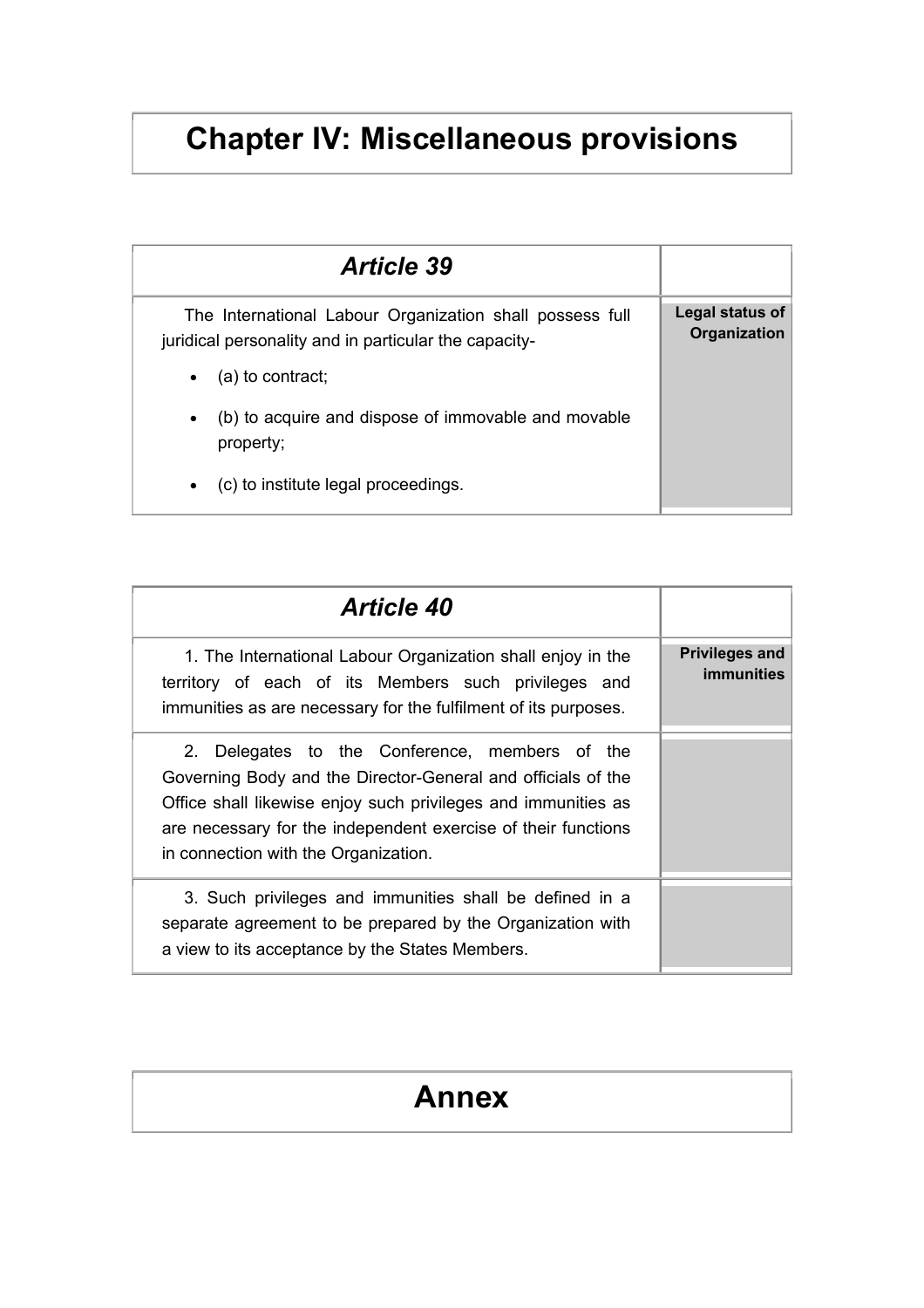# Chapter IV: Miscellaneous provisions

## *Article 39*

**Legal status of Organization**

The International Labour Organization shall possess full juridical personality and in particular the capacity-

- (a) to contract;
- (b) to acquire and dispose of immovable and movable property;
- (c) to institute legal proceedings.

## *Article 40*

**Privileges and immunities**

1. The International Labour Organization shall enjoy in the territory of each of its Members such privileges and immunities as are necessary for the fulfilment of its purposes.

2. Delegates to the Conference, members of the Governing Body and the Director-General and officials of the Office shall likewise enjoy such privileges and immunities as are necessary for the independent exercise of their functions in connection with the Organization.

3. Such privileges and immunities shall be defined in a separate agreement to be prepared by the Organization with a view to its acceptance by the States Members.

# Annex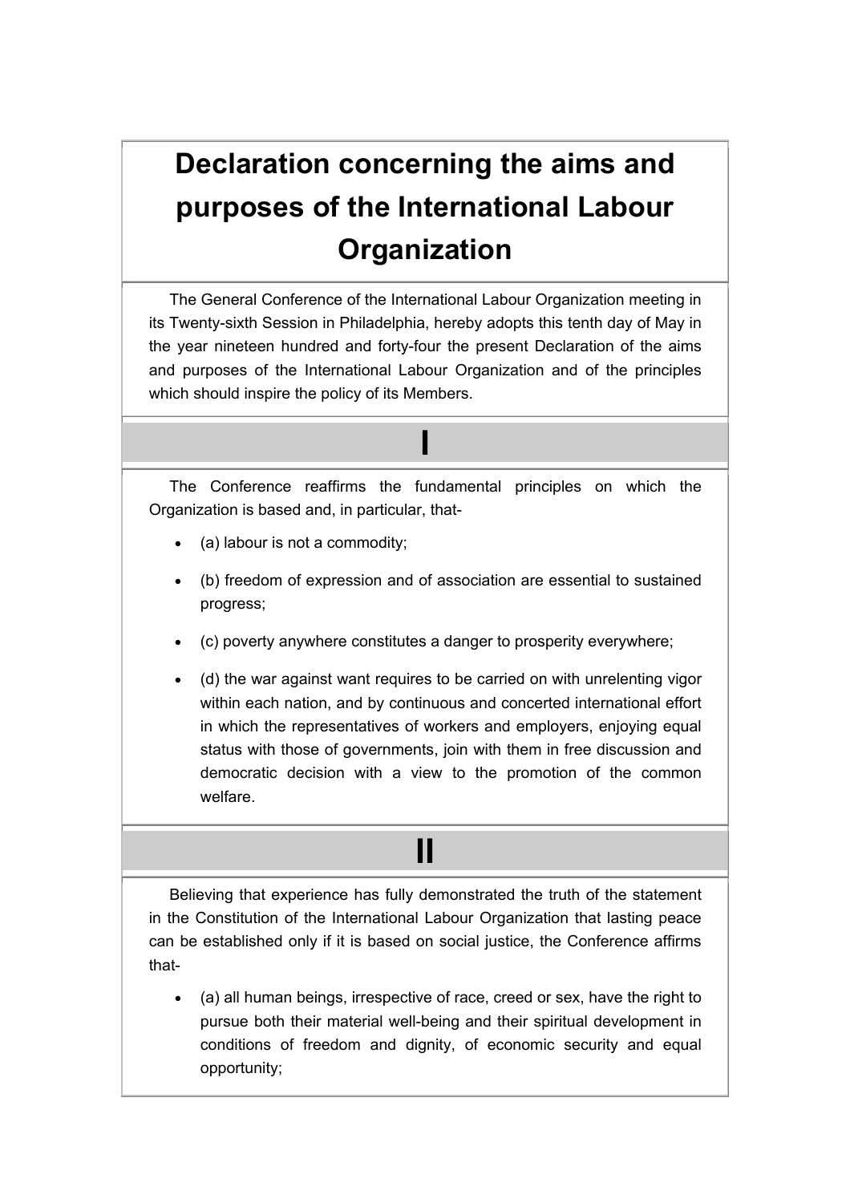# Declaration concerning the aims and purposes of the International Labour Organization

The General Conference of the International Labour Organization meeting in its Twenty-sixth Session in Philadelphia, hereby adopts this tenth day of May in the year nineteen hundred and forty-four the present Declaration of the aims and purposes of the International Labour Organization and of the principles which should inspire the policy of its Members.

## I

The Conference reaffirms the fundamental principles on which the Organization is based and, in particular, that-

- (a) labour is not a commodity;
- (b) freedom of expression and of association are essential to sustained progress;
- (c) poverty anywhere constitutes a danger to prosperity everywhere;
- (d) the war against want requires to be carried on with unrelenting vigor within each nation, and by continuous and concerted international effort in which the representatives of workers and employers, enjoying equal status with those of governments, join with them in free discussion and democratic decision with a view to the promotion of the common welfare.

## II

Believing that experience has fully demonstrated the truth of the statement in the Constitution of the International Labour Organization that lasting peace can be established only if it is based on social justice, the Conference affirms that-

- (a) all human beings, irrespective of race, creed or sex, have the right to pursue both their material well-being and their spiritual development in conditions of freedom and dignity, of economic security and equal opportunity;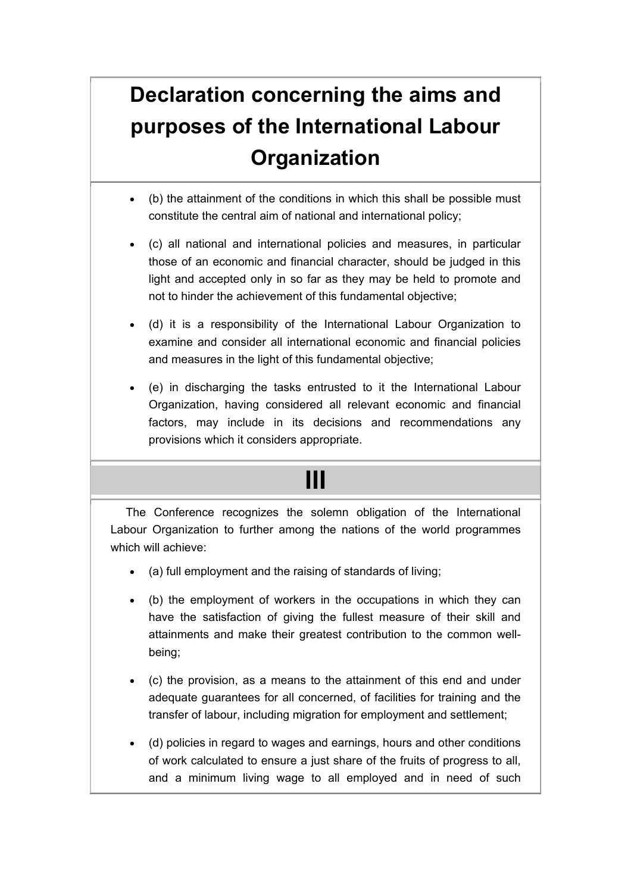# Declaration concerning the aims and purposes of the International Labour Organization

- (b) the attainment of the conditions in which this shall be possible must constitute the central aim of national and international policy;
- (c) all national and international policies and measures, in particular those of an economic and financial character, should be judged in this light and accepted only in so far as they may be held to promote and not to hinder the achievement of this fundamental objective;
- (d) it is a responsibility of the International Labour Organization to examine and consider all international economic and financial policies and measures in the light of this fundamental objective;
- (e) in discharging the tasks entrusted to it the International Labour Organization, having considered all relevant economic and financial factors, may include in its decisions and recommendations any provisions which it considers appropriate.

## III

The Conference recognizes the solemn obligation of the International Labour Organization to further among the nations of the world programmes which will achieve:

- (a) full employment and the raising of standards of living;
- (b) the employment of workers in the occupations in which they can have the satisfaction of giving the fullest measure of their skill and attainments and make their greatest contribution to the common well-being;
- (c) the provision, as a means to the attainment of this end and under adequate guarantees for all concerned, of facilities for training and the transfer of labour, including migration for employment and settlement;
- (d) policies in regard to wages and earnings, hours and other conditions of work calculated to ensure a just share of the fruits of progress to all, and a minimum living wage to all employed and in need of such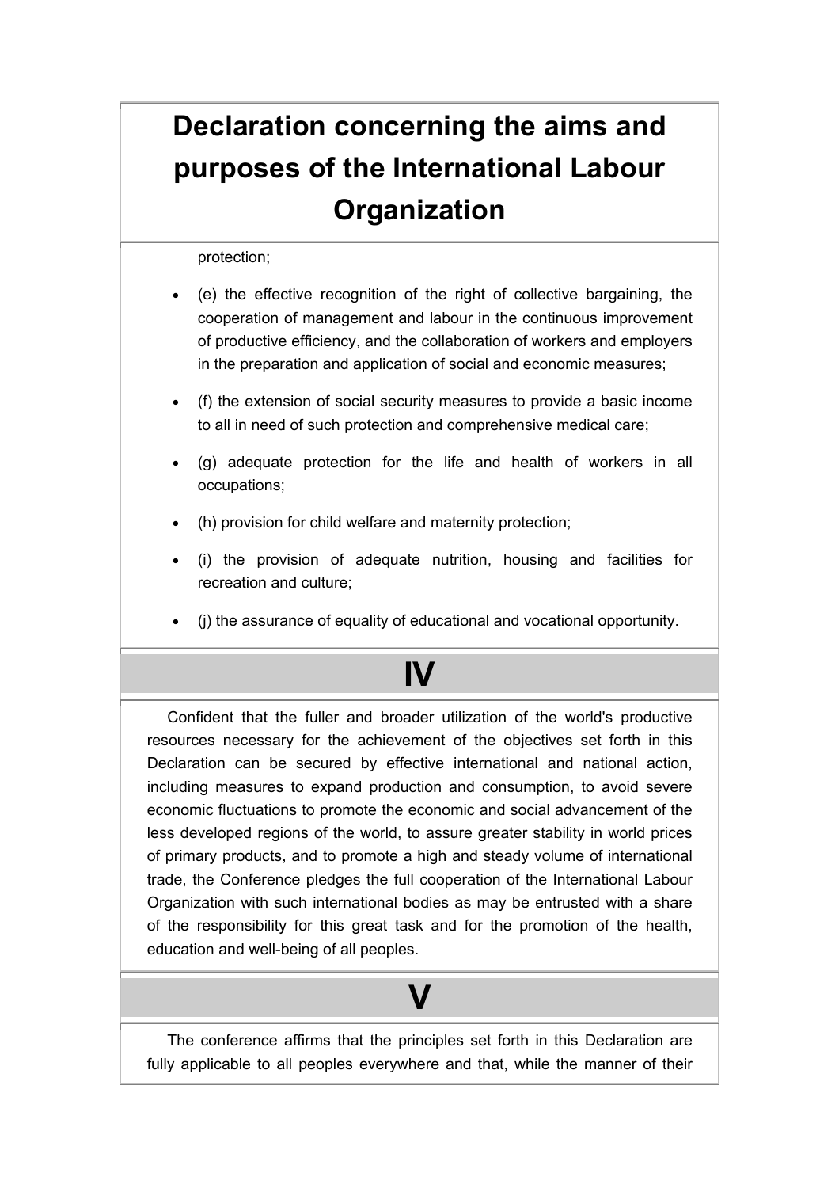# Declaration concerning the aims and purposes of the International Labour Organization

protection;

- (e) the effective recognition of the right of collective bargaining, the cooperation of management and labour in the continuous improvement of productive efficiency, and the collaboration of workers and employers in the preparation and application of social and economic measures;
- (f) the extension of social security measures to provide a basic income to all in need of such protection and comprehensive medical care;
- (g) adequate protection for the life and health of workers in all occupations;
- (h) provision for child welfare and maternity protection;
- (i) the provision of adequate nutrition, housing and facilities for recreation and culture;
- (j) the assurance of equality of educational and vocational opportunity.

## IV

Confident that the fuller and broader utilization of the world's productive resources necessary for the achievement of the objectives set forth in this Declaration can be secured by effective international and national action, including measures to expand production and consumption, to avoid severe economic fluctuations to promote the economic and social advancement of the less developed regions of the world, to assure greater stability in world prices of primary products, and to promote a high and steady volume of international trade, the Conference pledges the full cooperation of the International Labour Organization with such international bodies as may be entrusted with a share of the responsibility for this great task and for the promotion of the health, education and well-being of all peoples.

## V

The conference affirms that the principles set forth in this Declaration are fully applicable to all peoples everywhere and that, while the manner of their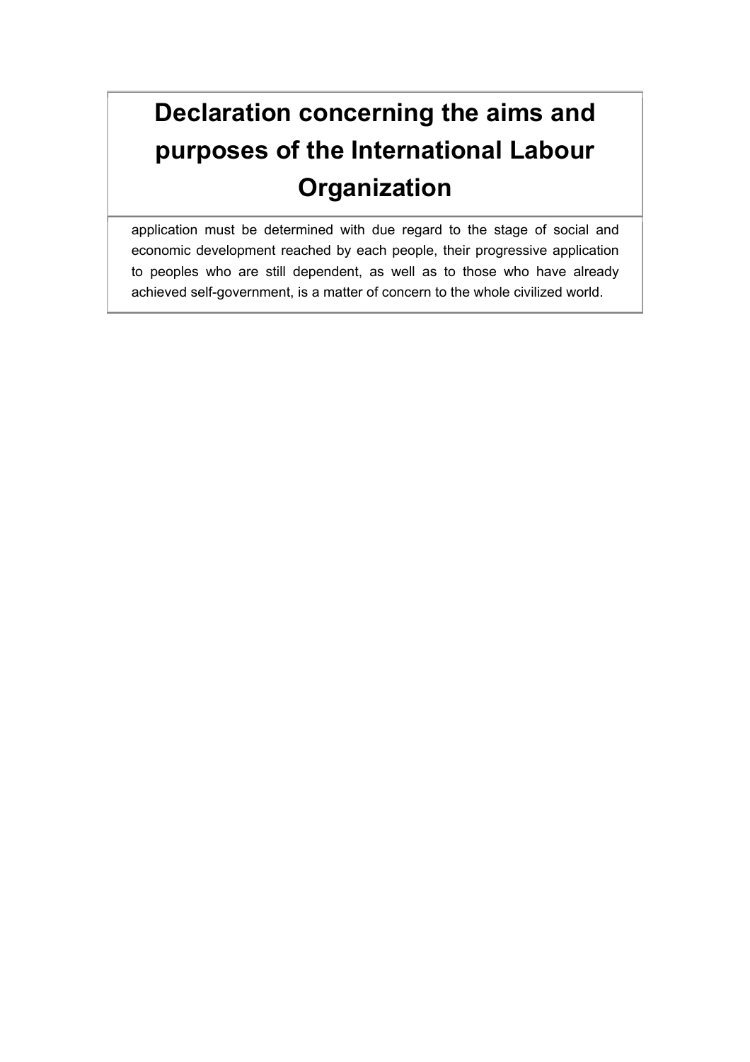# Declaration concerning the aims and purposes of the International Labour Organization

application must be determined with due regard to the stage of social and economic development reached by each people, their progressive application to peoples who are still dependent, as well as to those who have already achieved self-government, is a matter of concern to the whole civilized world.